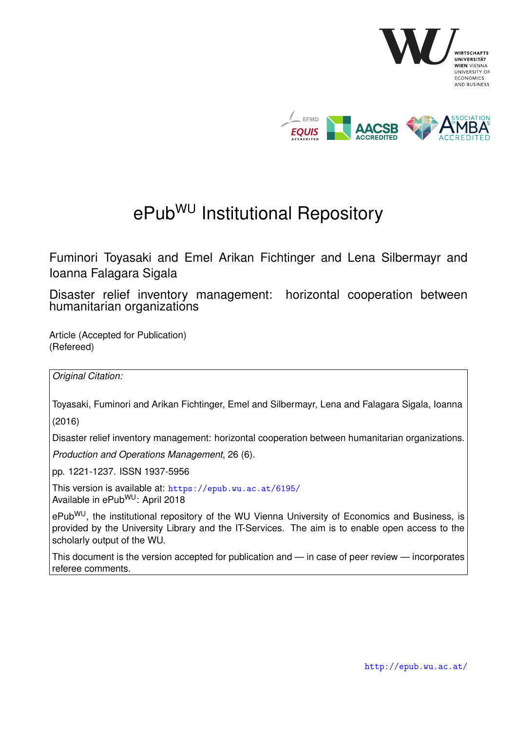# ePub$^{WU}$ Institutional Repository

Fuminori Toyasaki and Emel Arikan Fichtinger and Lena Silbermayr and Ioanna Falagara Sigala

Disaster relief inventory management: horizontal cooperation between humanitarian organizations

Article (Accepted for Publication)
(Refereed)

*Original Citation:*

Toyasaki, Fuminori and Arikan Fichtinger, Emel and Silbermayr, Lena and Falagara Sigala, Ioanna (2016)

Disaster relief inventory management: horizontal cooperation between humanitarian organizations.

*Production and Operations Management*, 26 (6).

pp. 1221-1237. ISSN 1937-5956

This version is available at: https://epub.wu.ac.at/6195/
Available in ePub$^{WU}$: April 2018

ePub$^{WU}$, the institutional repository of the WU Vienna University of Economics and Business, is provided by the University Library and the IT-Services. The aim is to enable open access to the scholarly output of the WU.

This document is the version accepted for publication and — in case of peer review — incorporates referee comments.

http://epub.wu.ac.at/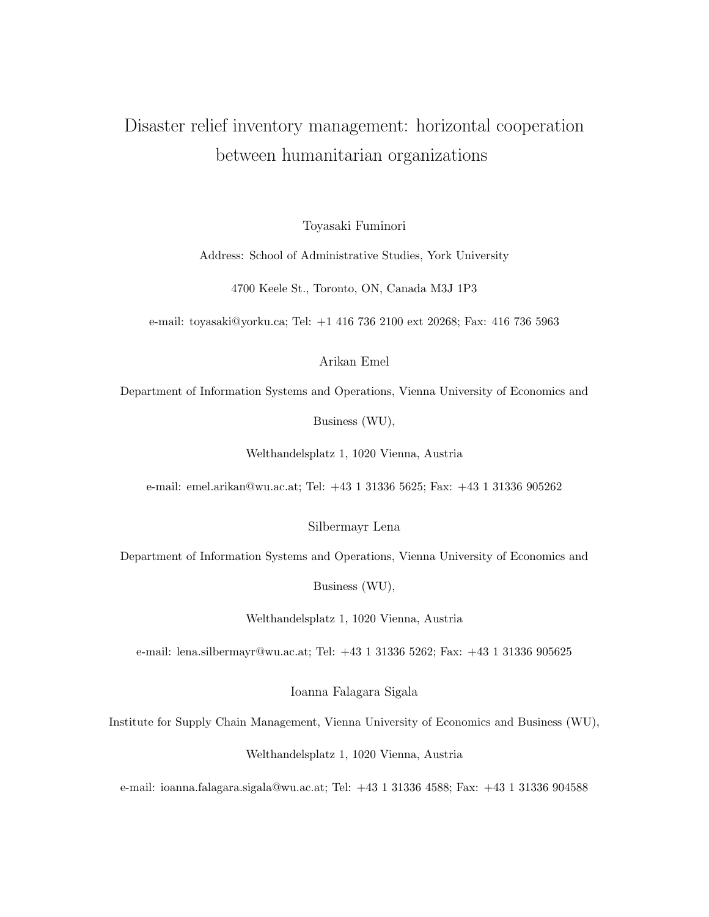# Disaster relief inventory management: horizontal cooperation between humanitarian organizations

Toyasaki Fuminori

Address: School of Administrative Studies, York University

4700 Keele St., Toronto, ON, Canada M3J 1P3

e-mail: toyasaki@yorku.ca; Tel: +1 416 736 2100 ext 20268; Fax: 416 736 5963

Arikan Emel

Department of Information Systems and Operations, Vienna University of Economics and Business (WU),

Welthandelsplatz 1, 1020 Vienna, Austria

e-mail: emel.arikan@wu.ac.at; Tel: +43 1 31336 5625; Fax: +43 1 31336 905262

Silbermayr Lena

Department of Information Systems and Operations, Vienna University of Economics and Business (WU),

Welthandelsplatz 1, 1020 Vienna, Austria

e-mail: lena.silbermayr@wu.ac.at; Tel: +43 1 31336 5262; Fax: +43 1 31336 905625

Ioanna Falagara Sigala

Institute for Supply Chain Management, Vienna University of Economics and Business (WU),

Welthandelsplatz 1, 1020 Vienna, Austria

e-mail: ioanna.falagara.sigala@wu.ac.at; Tel: +43 1 31336 4588; Fax: +43 1 31336 904588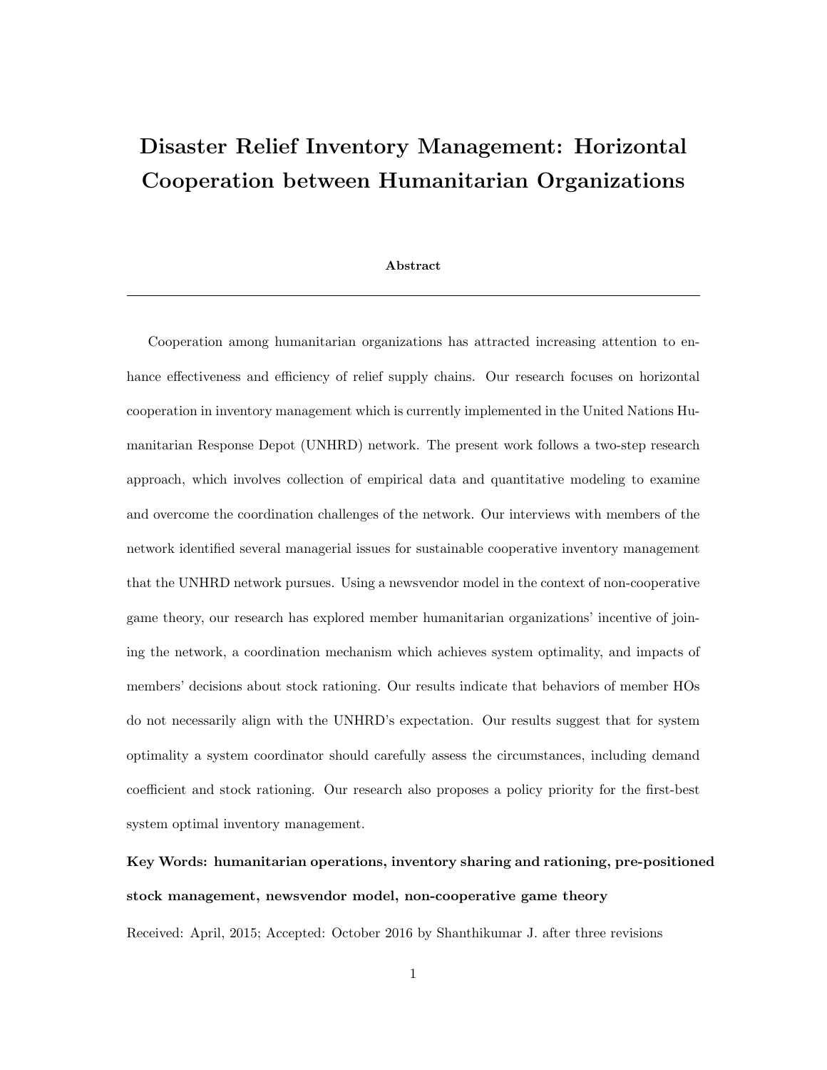# Disaster Relief Inventory Management: Horizontal Cooperation between Humanitarian Organizations

**Abstract**

---

Cooperation among humanitarian organizations has attracted increasing attention to enhance effectiveness and efficiency of relief supply chains. Our research focuses on horizontal cooperation in inventory management which is currently implemented in the United Nations Humanitarian Response Depot (UNHRD) network. The present work follows a two-step research approach, which involves collection of empirical data and quantitative modeling to examine and overcome the coordination challenges of the network. Our interviews with members of the network identified several managerial issues for sustainable cooperative inventory management that the UNHRD network pursues. Using a newsvendor model in the context of non-cooperative game theory, our research has explored member humanitarian organizations' incentive of joining the network, a coordination mechanism which achieves system optimality, and impacts of members' decisions about stock rationing. Our results indicate that behaviors of member HOs do not necessarily align with the UNHRD's expectation. Our results suggest that for system optimality a system coordinator should carefully assess the circumstances, including demand coefficient and stock rationing. Our research also proposes a policy priority for the first-best system optimal inventory management.

**Key Words: humanitarian operations, inventory sharing and rationing, pre-positioned stock management, newsvendor model, non-cooperative game theory**

Received: April, 2015; Accepted: October 2016 by Shanthikumar J. after three revisions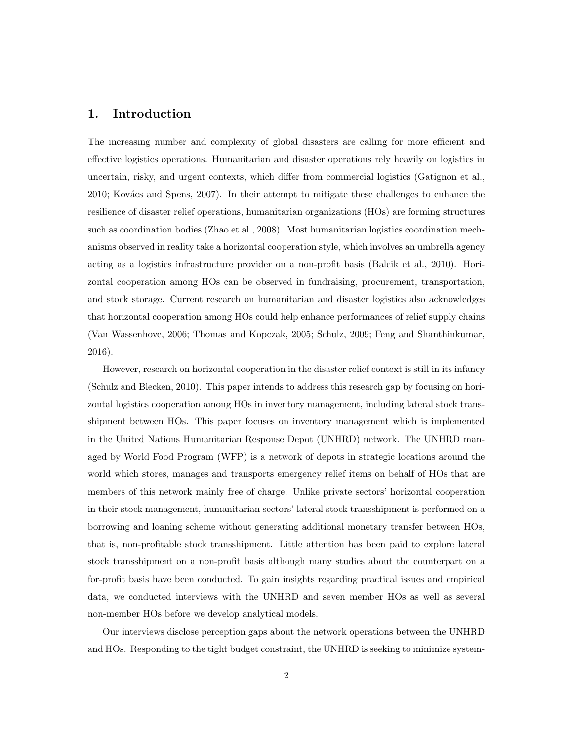# 1. Introduction

The increasing number and complexity of global disasters are calling for more efficient and effective logistics operations. Humanitarian and disaster operations rely heavily on logistics in uncertain, risky, and urgent contexts, which differ from commercial logistics (Gatignon et al., 2010; Kovács and Spens, 2007). In their attempt to mitigate these challenges to enhance the resilience of disaster relief operations, humanitarian organizations (HOs) are forming structures such as coordination bodies (Zhao et al., 2008). Most humanitarian logistics coordination mechanisms observed in reality take a horizontal cooperation style, which involves an umbrella agency acting as a logistics infrastructure provider on a non-profit basis (Balcik et al., 2010). Horizontal cooperation among HOs can be observed in fundraising, procurement, transportation, and stock storage. Current research on humanitarian and disaster logistics also acknowledges that horizontal cooperation among HOs could help enhance performances of relief supply chains (Van Wassenhove, 2006; Thomas and Kopczak, 2005; Schulz, 2009; Feng and Shanthinkumar, 2016).

However, research on horizontal cooperation in the disaster relief context is still in its infancy (Schulz and Blecken, 2010). This paper intends to address this research gap by focusing on horizontal logistics cooperation among HOs in inventory management, including lateral stock transshipment between HOs. This paper focuses on inventory management which is implemented in the United Nations Humanitarian Response Depot (UNHRD) network. The UNHRD managed by World Food Program (WFP) is a network of depots in strategic locations around the world which stores, manages and transports emergency relief items on behalf of HOs that are members of this network mainly free of charge. Unlike private sectors' horizontal cooperation in their stock management, humanitarian sectors' lateral stock transshipment is performed on a borrowing and loaning scheme without generating additional monetary transfer between HOs, that is, non-profitable stock transshipment. Little attention has been paid to explore lateral stock transshipment on a non-profit basis although many studies about the counterpart on a for-profit basis have been conducted. To gain insights regarding practical issues and empirical data, we conducted interviews with the UNHRD and seven member HOs as well as several non-member HOs before we develop analytical models.

Our interviews disclose perception gaps about the network operations between the UNHRD and HOs. Responding to the tight budget constraint, the UNHRD is seeking to minimize system-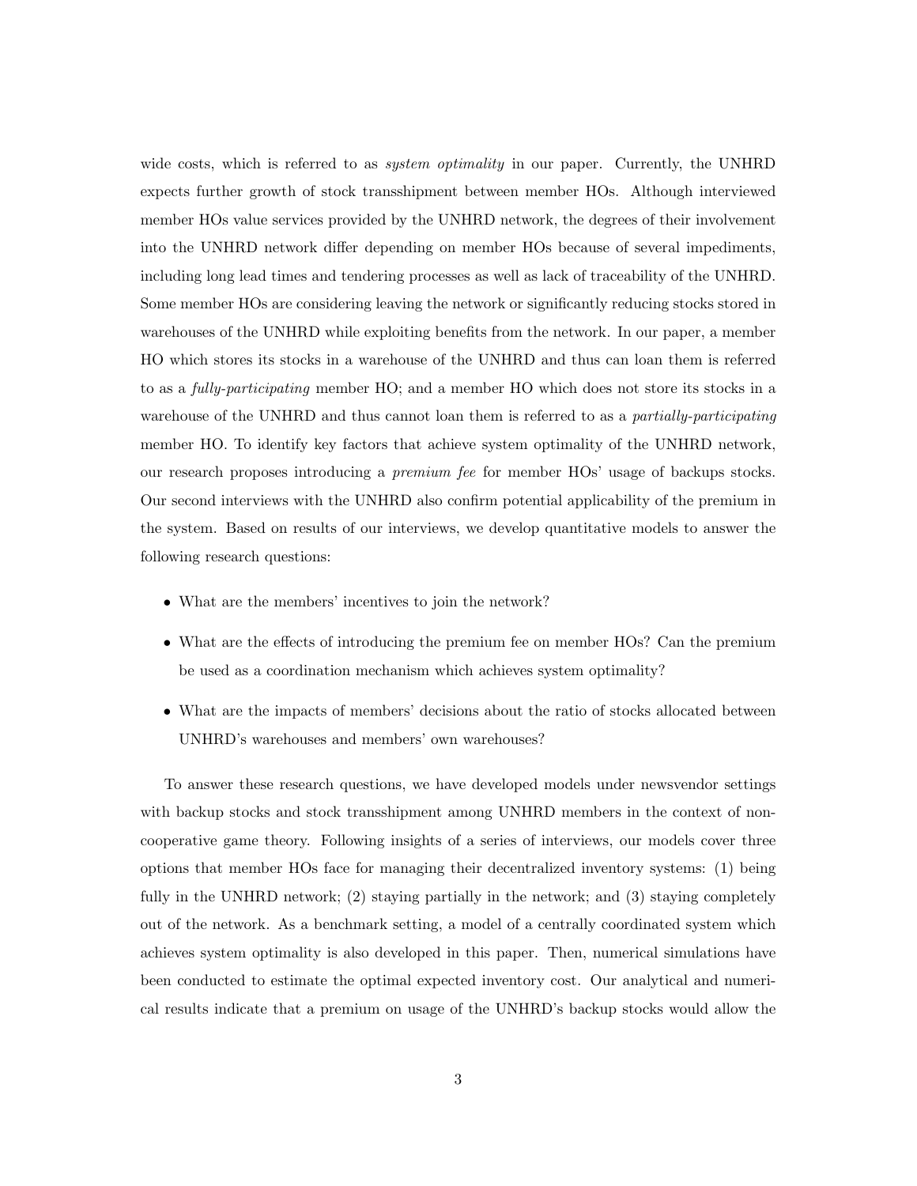wide costs, which is referred to as *system optimality* in our paper. Currently, the UNHRD expects further growth of stock transshipment between member HOs. Although interviewed member HOs value services provided by the UNHRD network, the degrees of their involvement into the UNHRD network differ depending on member HOs because of several impediments, including long lead times and tendering processes as well as lack of traceability of the UNHRD. Some member HOs are considering leaving the network or significantly reducing stocks stored in warehouses of the UNHRD while exploiting benefits from the network. In our paper, a member HO which stores its stocks in a warehouse of the UNHRD and thus can loan them is referred to as a *fully-participating* member HO; and a member HO which does not store its stocks in a warehouse of the UNHRD and thus cannot loan them is referred to as a *partially-participating* member HO. To identify key factors that achieve system optimality of the UNHRD network, our research proposes introducing a *premium fee* for member HOs' usage of backups stocks. Our second interviews with the UNHRD also confirm potential applicability of the premium in the system. Based on results of our interviews, we develop quantitative models to answer the following research questions:

- What are the members' incentives to join the network?
- What are the effects of introducing the premium fee on member HOs? Can the premium be used as a coordination mechanism which achieves system optimality?
- What are the impacts of members' decisions about the ratio of stocks allocated between UNHRD's warehouses and members' own warehouses?

To answer these research questions, we have developed models under newsvendor settings with backup stocks and stock transshipment among UNHRD members in the context of non-cooperative game theory. Following insights of a series of interviews, our models cover three options that member HOs face for managing their decentralized inventory systems: (1) being fully in the UNHRD network; (2) staying partially in the network; and (3) staying completely out of the network. As a benchmark setting, a model of a centrally coordinated system which achieves system optimality is also developed in this paper. Then, numerical simulations have been conducted to estimate the optimal expected inventory cost. Our analytical and numerical results indicate that a premium on usage of the UNHRD's backup stocks would allow the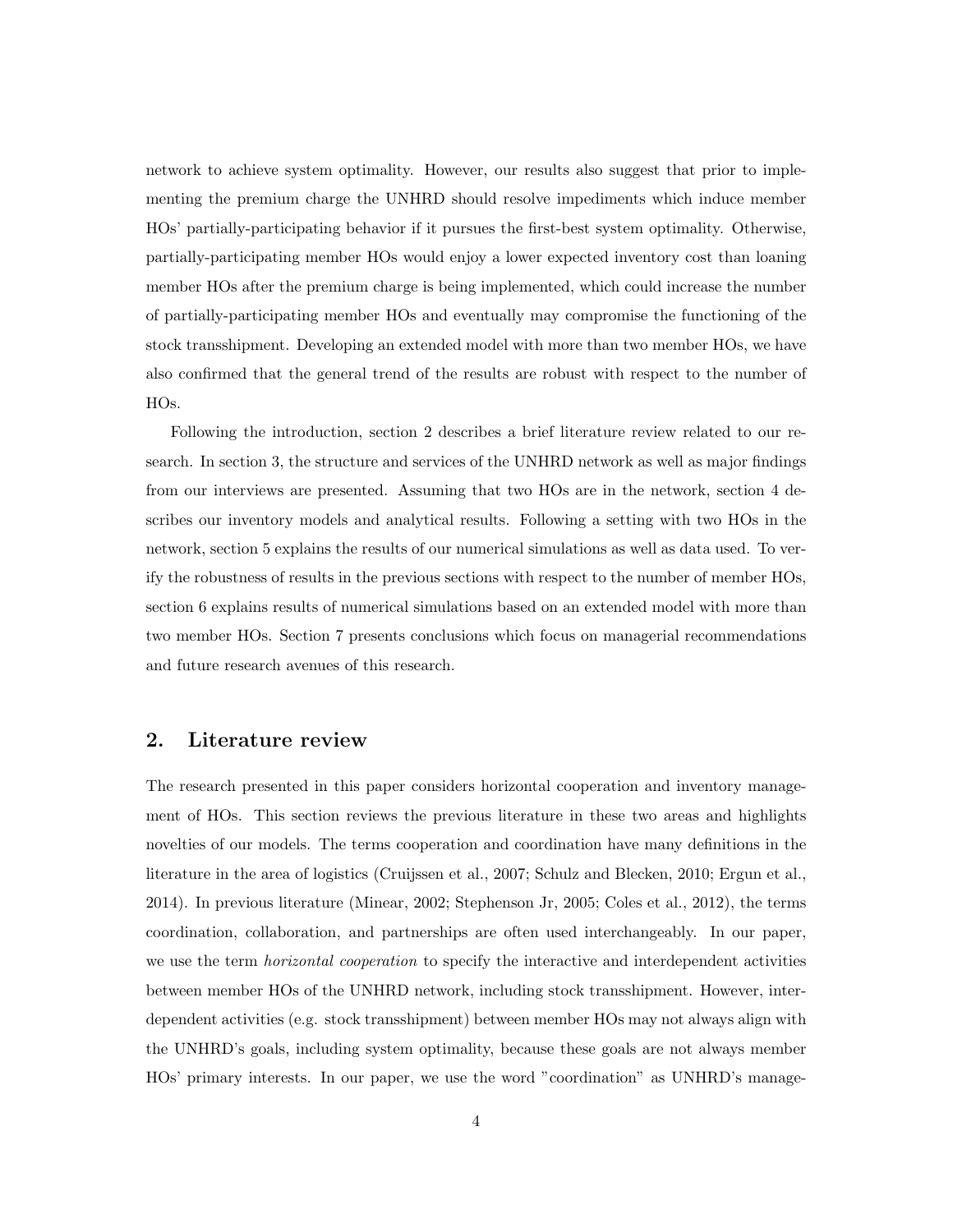network to achieve system optimality. However, our results also suggest that prior to implementing the premium charge the UNHRD should resolve impediments which induce member HOs' partially-participating behavior if it pursues the first-best system optimality. Otherwise, partially-participating member HOs would enjoy a lower expected inventory cost than loaning member HOs after the premium charge is being implemented, which could increase the number of partially-participating member HOs and eventually may compromise the functioning of the stock transshipment. Developing an extended model with more than two member HOs, we have also confirmed that the general trend of the results are robust with respect to the number of HOs.

Following the introduction, section 2 describes a brief literature review related to our research. In section 3, the structure and services of the UNHRD network as well as major findings from our interviews are presented. Assuming that two HOs are in the network, section 4 describes our inventory models and analytical results. Following a setting with two HOs in the network, section 5 explains the results of our numerical simulations as well as data used. To verify the robustness of results in the previous sections with respect to the number of member HOs, section 6 explains results of numerical simulations based on an extended model with more than two member HOs. Section 7 presents conclusions which focus on managerial recommendations and future research avenues of this research.

## 2. Literature review

The research presented in this paper considers horizontal cooperation and inventory management of HOs. This section reviews the previous literature in these two areas and highlights novelties of our models. The terms cooperation and coordination have many definitions in the literature in the area of logistics (Cruijssen et al., 2007; Schulz and Blecken, 2010; Ergun et al., 2014). In previous literature (Minear, 2002; Stephenson Jr, 2005; Coles et al., 2012), the terms coordination, collaboration, and partnerships are often used interchangeably. In our paper, we use the term *horizontal cooperation* to specify the interactive and interdependent activities between member HOs of the UNHRD network, including stock transshipment. However, interdependent activities (e.g. stock transshipment) between member HOs may not always align with the UNHRD's goals, including system optimality, because these goals are not always member HOs' primary interests. In our paper, we use the word "coordination" as UNHRD's manage-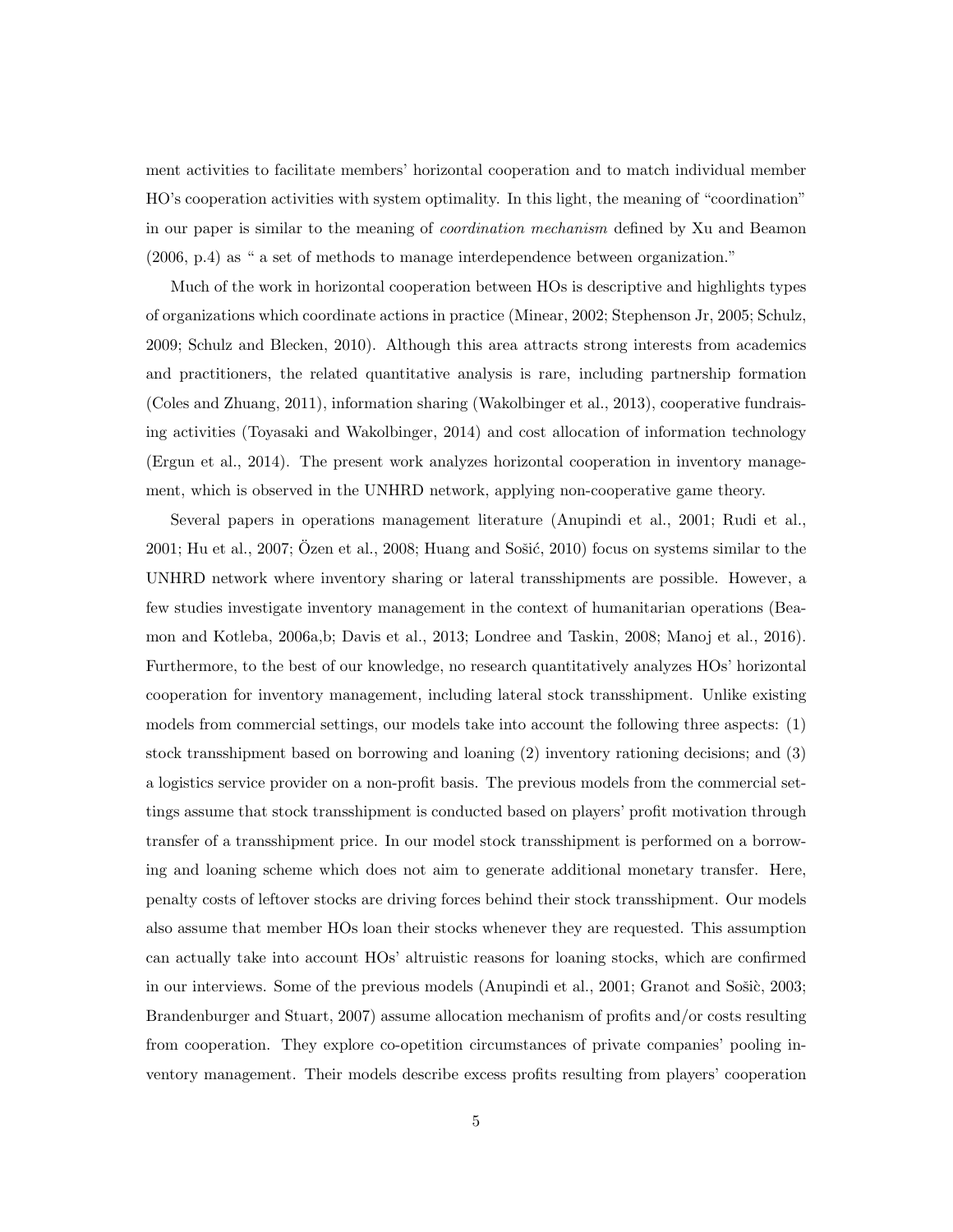ment activities to facilitate members' horizontal cooperation and to match individual member HO's cooperation activities with system optimality. In this light, the meaning of "coordination" in our paper is similar to the meaning of *coordination mechanism* defined by Xu and Beamon (2006, p.4) as " a set of methods to manage interdependence between organization."

Much of the work in horizontal cooperation between HOs is descriptive and highlights types of organizations which coordinate actions in practice (Minear, 2002; Stephenson Jr, 2005; Schulz, 2009; Schulz and Blecken, 2010). Although this area attracts strong interests from academics and practitioners, the related quantitative analysis is rare, including partnership formation (Coles and Zhuang, 2011), information sharing (Wakolbinger et al., 2013), cooperative fundraising activities (Toyasaki and Wakolbinger, 2014) and cost allocation of information technology (Ergun et al., 2014). The present work analyzes horizontal cooperation in inventory management, which is observed in the UNHRD network, applying non-cooperative game theory.

Several papers in operations management literature (Anupindi et al., 2001; Rudi et al., 2001; Hu et al., 2007; Özen et al., 2008; Huang and Sošić, 2010) focus on systems similar to the UNHRD network where inventory sharing or lateral transshipments are possible. However, a few studies investigate inventory management in the context of humanitarian operations (Beamon and Kotleba, 2006a,b; Davis et al., 2013; Londree and Taskin, 2008; Manoj et al., 2016). Furthermore, to the best of our knowledge, no research quantitatively analyzes HOs' horizontal cooperation for inventory management, including lateral stock transshipment. Unlike existing models from commercial settings, our models take into account the following three aspects: (1) stock transshipment based on borrowing and loaning (2) inventory rationing decisions; and (3) a logistics service provider on a non-profit basis. The previous models from the commercial settings assume that stock transshipment is conducted based on players' profit motivation through transfer of a transshipment price. In our model stock transshipment is performed on a borrowing and loaning scheme which does not aim to generate additional monetary transfer. Here, penalty costs of leftover stocks are driving forces behind their stock transshipment. Our models also assume that member HOs loan their stocks whenever they are requested. This assumption can actually take into account HOs' altruistic reasons for loaning stocks, which are confirmed in our interviews. Some of the previous models (Anupindi et al., 2001; Granot and Sošič, 2003; Brandenburger and Stuart, 2007) assume allocation mechanism of profits and/or costs resulting from cooperation. They explore co-opetition circumstances of private companies' pooling inventory management. Their models describe excess profits resulting from players' cooperation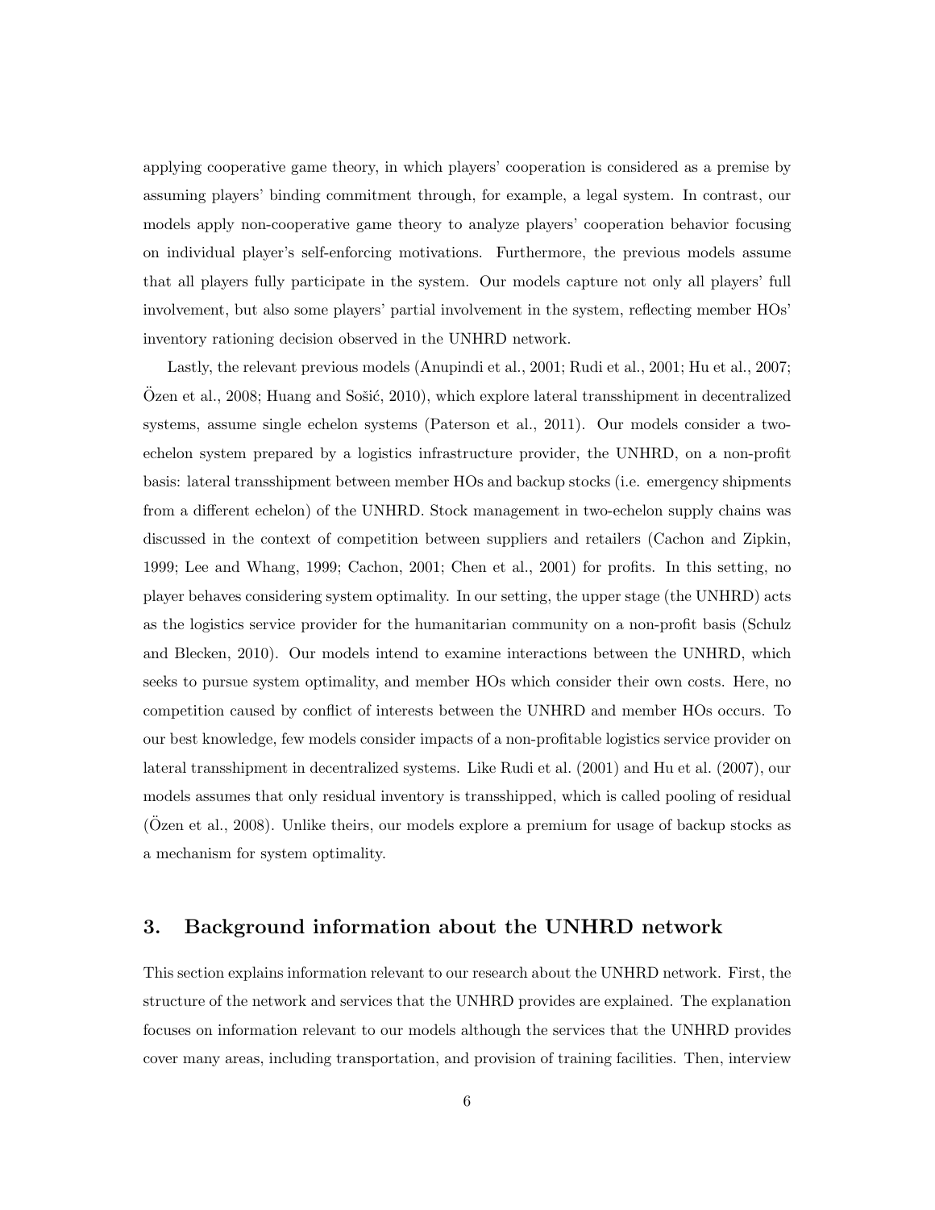applying cooperative game theory, in which players' cooperation is considered as a premise by assuming players' binding commitment through, for example, a legal system. In contrast, our models apply non-cooperative game theory to analyze players' cooperation behavior focusing on individual player's self-enforcing motivations. Furthermore, the previous models assume that all players fully participate in the system. Our models capture not only all players' full involvement, but also some players' partial involvement in the system, reflecting member HOs' inventory rationing decision observed in the UNHRD network.

Lastly, the relevant previous models (Anupindi et al., 2001; Rudi et al., 2001; Hu et al., 2007; Özen et al., 2008; Huang and Sošić, 2010), which explore lateral transshipment in decentralized systems, assume single echelon systems (Paterson et al., 2011). Our models consider a two-echelon system prepared by a logistics infrastructure provider, the UNHRD, on a non-profit basis: lateral transshipment between member HOs and backup stocks (i.e. emergency shipments from a different echelon) of the UNHRD. Stock management in two-echelon supply chains was discussed in the context of competition between suppliers and retailers (Cachon and Zipkin, 1999; Lee and Whang, 1999; Cachon, 2001; Chen et al., 2001) for profits. In this setting, no player behaves considering system optimality. In our setting, the upper stage (the UNHRD) acts as the logistics service provider for the humanitarian community on a non-profit basis (Schulz and Blecken, 2010). Our models intend to examine interactions between the UNHRD, which seeks to pursue system optimality, and member HOs which consider their own costs. Here, no competition caused by conflict of interests between the UNHRD and member HOs occurs. To our best knowledge, few models consider impacts of a non-profitable logistics service provider on lateral transshipment in decentralized systems. Like Rudi et al. (2001) and Hu et al. (2007), our models assumes that only residual inventory is transshipped, which is called pooling of residual (Özen et al., 2008). Unlike theirs, our models explore a premium for usage of backup stocks as a mechanism for system optimality.

## 3. Background information about the UNHRD network

This section explains information relevant to our research about the UNHRD network. First, the structure of the network and services that the UNHRD provides are explained. The explanation focuses on information relevant to our models although the services that the UNHRD provides cover many areas, including transportation, and provision of training facilities. Then, interview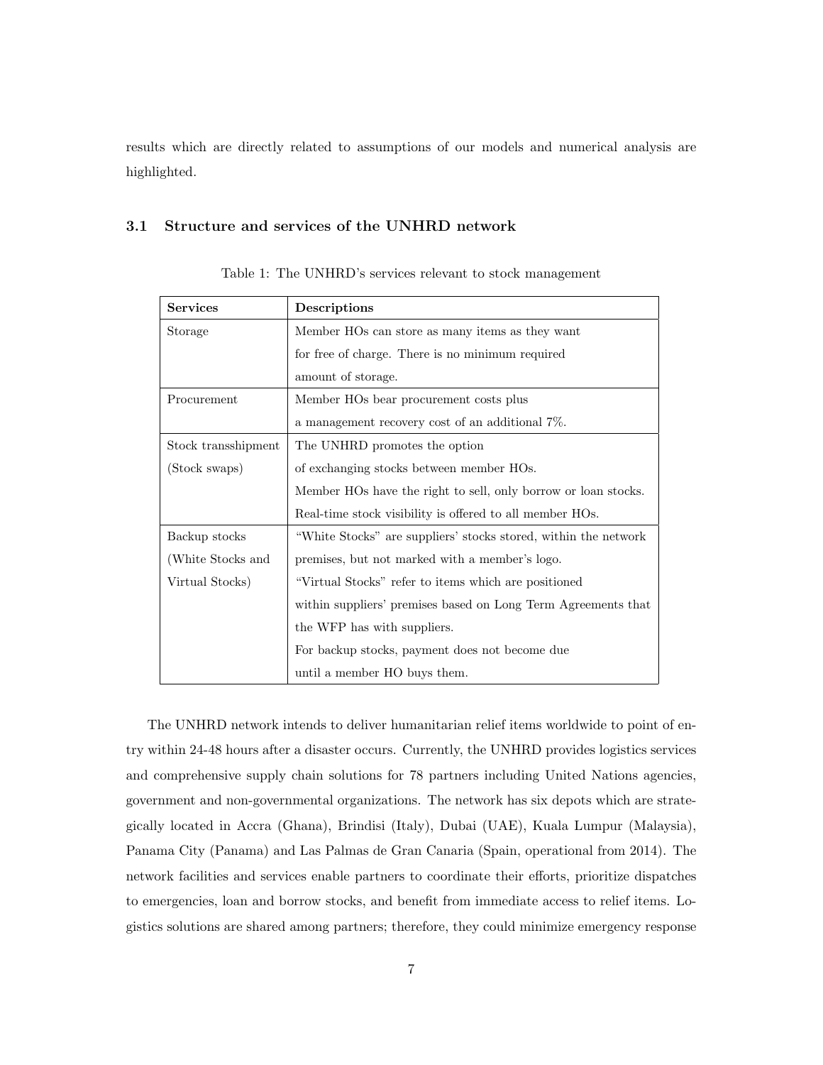results which are directly related to assumptions of our models and numerical analysis are highlighted.

### 3.1 Structure and services of the UNHRD network

Table 1: The UNHRD's services relevant to stock management

| **Services** | **Descriptions** |
|---|---|
| Storage | Member HOs can store as many items as they want for free of charge. There is no minimum required amount of storage. |
| Procurement | Member HOs bear procurement costs plus a management recovery cost of an additional 7%. |
| Stock transshipment (Stock swaps) | The UNHRD promotes the option of exchanging stocks between member HOs. Member HOs have the right to sell, only borrow or loan stocks. Real-time stock visibility is offered to all member HOs. |
| Backup stocks (White Stocks and Virtual Stocks) | "White Stocks" are suppliers' stocks stored, within the network premises, but not marked with a member's logo. "Virtual Stocks" refer to items which are positioned within suppliers' premises based on Long Term Agreements that the WFP has with suppliers. For backup stocks, payment does not become due until a member HO buys them. |

The UNHRD network intends to deliver humanitarian relief items worldwide to point of entry within 24-48 hours after a disaster occurs. Currently, the UNHRD provides logistics services and comprehensive supply chain solutions for 78 partners including United Nations agencies, government and non-governmental organizations. The network has six depots which are strategically located in Accra (Ghana), Brindisi (Italy), Dubai (UAE), Kuala Lumpur (Malaysia), Panama City (Panama) and Las Palmas de Gran Canaria (Spain, operational from 2014). The network facilities and services enable partners to coordinate their efforts, prioritize dispatches to emergencies, loan and borrow stocks, and benefit from immediate access to relief items. Logistics solutions are shared among partners; therefore, they could minimize emergency response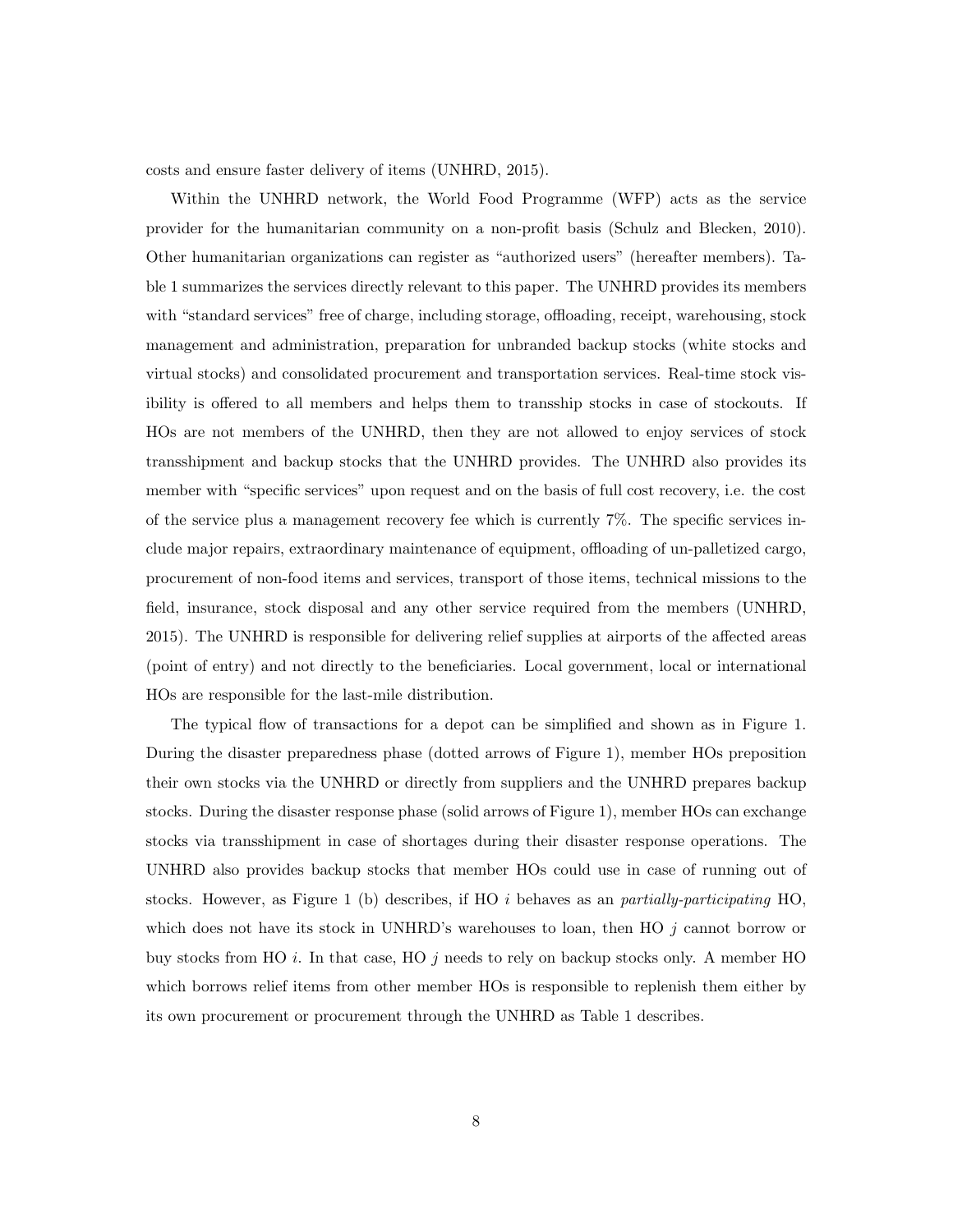costs and ensure faster delivery of items (UNHRD, 2015).

Within the UNHRD network, the World Food Programme (WFP) acts as the service provider for the humanitarian community on a non-profit basis (Schulz and Blecken, 2010). Other humanitarian organizations can register as "authorized users" (hereafter members). Table 1 summarizes the services directly relevant to this paper. The UNHRD provides its members with "standard services" free of charge, including storage, offloading, receipt, warehousing, stock management and administration, preparation for unbranded backup stocks (white stocks and virtual stocks) and consolidated procurement and transportation services. Real-time stock visibility is offered to all members and helps them to transship stocks in case of stockouts. If HOs are not members of the UNHRD, then they are not allowed to enjoy services of stock transshipment and backup stocks that the UNHRD provides. The UNHRD also provides its member with "specific services" upon request and on the basis of full cost recovery, i.e. the cost of the service plus a management recovery fee which is currently 7%. The specific services include major repairs, extraordinary maintenance of equipment, offloading of un-palletized cargo, procurement of non-food items and services, transport of those items, technical missions to the field, insurance, stock disposal and any other service required from the members (UNHRD, 2015). The UNHRD is responsible for delivering relief supplies at airports of the affected areas (point of entry) and not directly to the beneficiaries. Local government, local or international HOs are responsible for the last-mile distribution.

The typical flow of transactions for a depot can be simplified and shown as in Figure 1. During the disaster preparedness phase (dotted arrows of Figure 1), member HOs preposition their own stocks via the UNHRD or directly from suppliers and the UNHRD prepares backup stocks. During the disaster response phase (solid arrows of Figure 1), member HOs can exchange stocks via transshipment in case of shortages during their disaster response operations. The UNHRD also provides backup stocks that member HOs could use in case of running out of stocks. However, as Figure 1 (b) describes, if HO $i$ behaves as an *partially-participating* HO, which does not have its stock in UNHRD's warehouses to loan, then HO $j$ cannot borrow or buy stocks from HO $i$. In that case, HO $j$ needs to rely on backup stocks only. A member HO which borrows relief items from other member HOs is responsible to replenish them either by its own procurement or procurement through the UNHRD as Table 1 describes.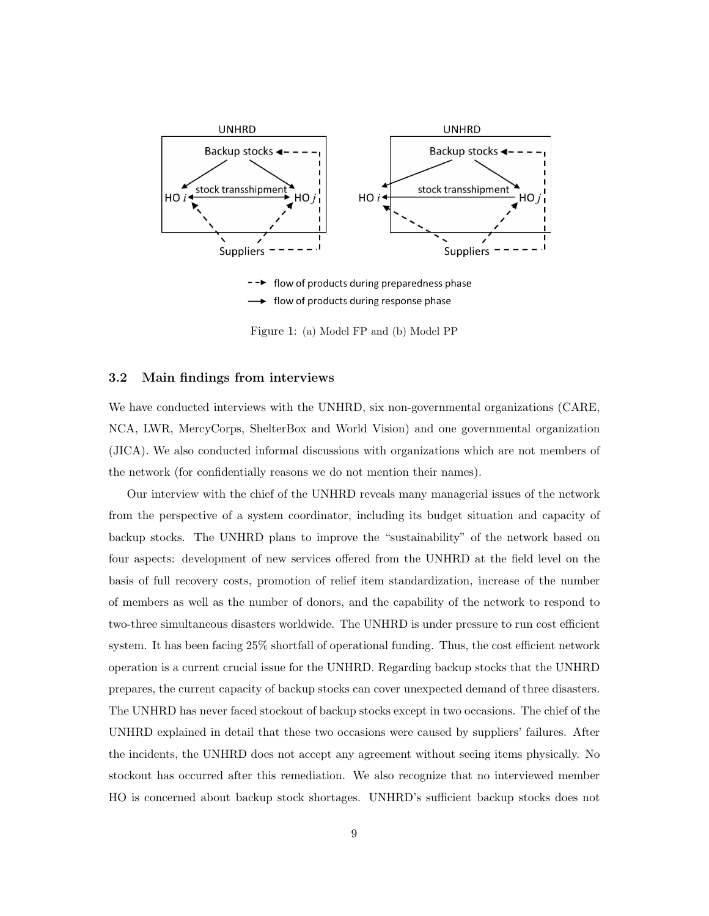Figure 1: (a) Model FP and (b) Model PP

### 3.2 Main findings from interviews

We have conducted interviews with the UNHRD, six non-governmental organizations (CARE, NCA, LWR, MercyCorps, ShelterBox and World Vision) and one governmental organization (JICA). We also conducted informal discussions with organizations which are not members of the network (for confidentially reasons we do not mention their names).

Our interview with the chief of the UNHRD reveals many managerial issues of the network from the perspective of a system coordinator, including its budget situation and capacity of backup stocks. The UNHRD plans to improve the "sustainability" of the network based on four aspects: development of new services offered from the UNHRD at the field level on the basis of full recovery costs, promotion of relief item standardization, increase of the number of members as well as the number of donors, and the capability of the network to respond to two-three simultaneous disasters worldwide. The UNHRD is under pressure to run cost efficient system. It has been facing 25% shortfall of operational funding. Thus, the cost efficient network operation is a current crucial issue for the UNHRD. Regarding backup stocks that the UNHRD prepares, the current capacity of backup stocks can cover unexpected demand of three disasters. The UNHRD has never faced stockout of backup stocks except in two occasions. The chief of the UNHRD explained in detail that these two occasions were caused by suppliers' failures. After the incidents, the UNHRD does not accept any agreement without seeing items physically. No stockout has occurred after this remediation. We also recognize that no interviewed member HO is concerned about backup stock shortages. UNHRD's sufficient backup stocks does not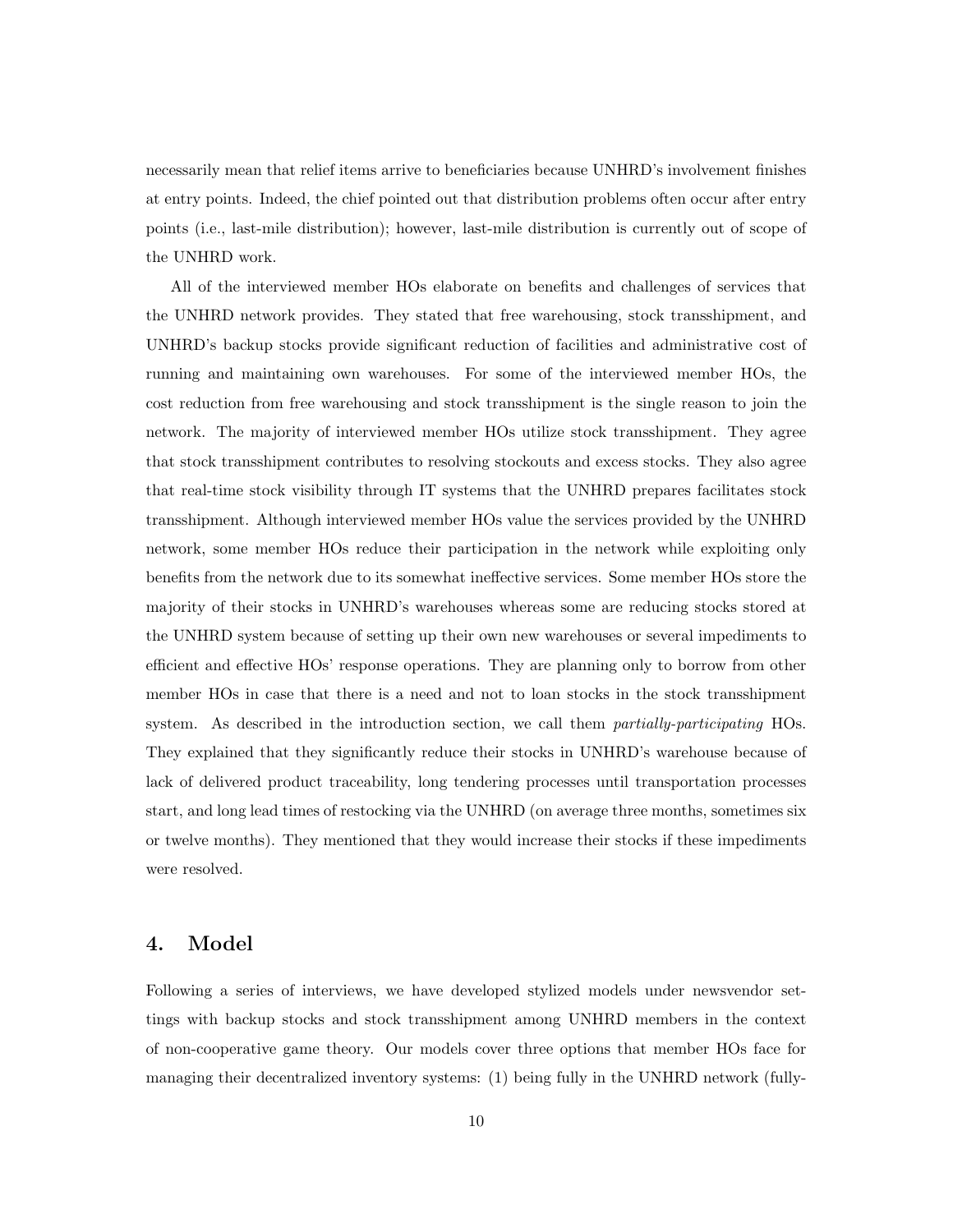necessarily mean that relief items arrive to beneficiaries because UNHRD's involvement finishes at entry points. Indeed, the chief pointed out that distribution problems often occur after entry points (i.e., last-mile distribution); however, last-mile distribution is currently out of scope of the UNHRD work.

All of the interviewed member HOs elaborate on benefits and challenges of services that the UNHRD network provides. They stated that free warehousing, stock transshipment, and UNHRD's backup stocks provide significant reduction of facilities and administrative cost of running and maintaining own warehouses. For some of the interviewed member HOs, the cost reduction from free warehousing and stock transshipment is the single reason to join the network. The majority of interviewed member HOs utilize stock transshipment. They agree that stock transshipment contributes to resolving stockouts and excess stocks. They also agree that real-time stock visibility through IT systems that the UNHRD prepares facilitates stock transshipment. Although interviewed member HOs value the services provided by the UNHRD network, some member HOs reduce their participation in the network while exploiting only benefits from the network due to its somewhat ineffective services. Some member HOs store the majority of their stocks in UNHRD's warehouses whereas some are reducing stocks stored at the UNHRD system because of setting up their own new warehouses or several impediments to efficient and effective HOs' response operations. They are planning only to borrow from other member HOs in case that there is a need and not to loan stocks in the stock transshipment system. As described in the introduction section, we call them *partially-participating* HOs. They explained that they significantly reduce their stocks in UNHRD's warehouse because of lack of delivered product traceability, long tendering processes until transportation processes start, and long lead times of restocking via the UNHRD (on average three months, sometimes six or twelve months). They mentioned that they would increase their stocks if these impediments were resolved.

## 4. Model

Following a series of interviews, we have developed stylized models under newsvendor settings with backup stocks and stock transshipment among UNHRD members in the context of non-cooperative game theory. Our models cover three options that member HOs face for managing their decentralized inventory systems: (1) being fully in the UNHRD network (fully-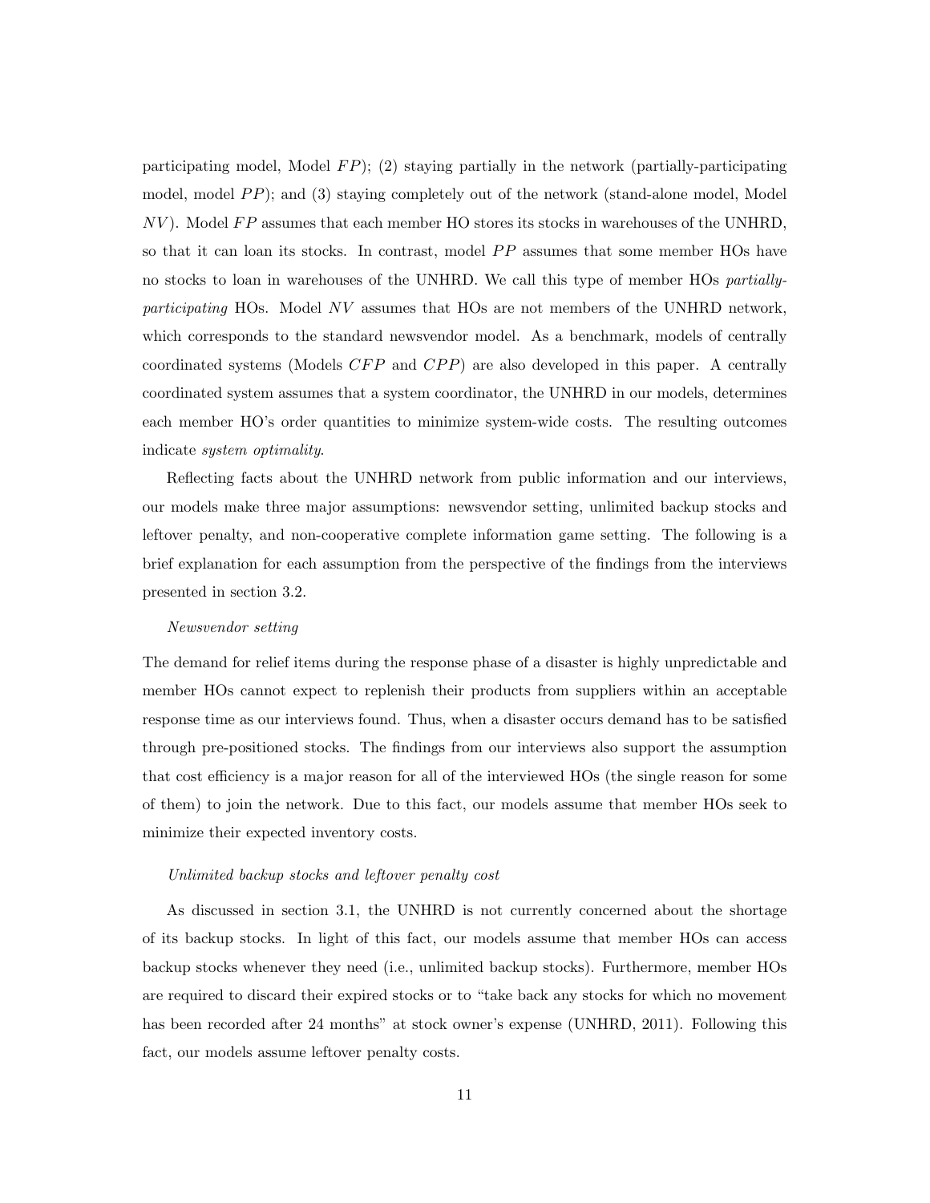participating model, Model $FP$); (2) staying partially in the network (partially-participating model, model $PP$); and (3) staying completely out of the network (stand-alone model, Model $NV$). Model $FP$ assumes that each member HO stores its stocks in warehouses of the UNHRD, so that it can loan its stocks. In contrast, model $PP$ assumes that some member HOs have no stocks to loan in warehouses of the UNHRD. We call this type of member HOs *partially-participating* HOs. Model $NV$ assumes that HOs are not members of the UNHRD network, which corresponds to the standard newsvendor model. As a benchmark, models of centrally coordinated systems (Models $CFP$ and $CPP$) are also developed in this paper. A centrally coordinated system assumes that a system coordinator, the UNHRD in our models, determines each member HO's order quantities to minimize system-wide costs. The resulting outcomes indicate *system optimality*.

Reflecting facts about the UNHRD network from public information and our interviews, our models make three major assumptions: newsvendor setting, unlimited backup stocks and leftover penalty, and non-cooperative complete information game setting. The following is a brief explanation for each assumption from the perspective of the findings from the interviews presented in section 3.2.

*Newsvendor setting*

The demand for relief items during the response phase of a disaster is highly unpredictable and member HOs cannot expect to replenish their products from suppliers within an acceptable response time as our interviews found. Thus, when a disaster occurs demand has to be satisfied through pre-positioned stocks. The findings from our interviews also support the assumption that cost efficiency is a major reason for all of the interviewed HOs (the single reason for some of them) to join the network. Due to this fact, our models assume that member HOs seek to minimize their expected inventory costs.

*Unlimited backup stocks and leftover penalty cost*

As discussed in section 3.1, the UNHRD is not currently concerned about the shortage of its backup stocks. In light of this fact, our models assume that member HOs can access backup stocks whenever they need (i.e., unlimited backup stocks). Furthermore, member HOs are required to discard their expired stocks or to "take back any stocks for which no movement has been recorded after 24 months" at stock owner's expense (UNHRD, 2011). Following this fact, our models assume leftover penalty costs.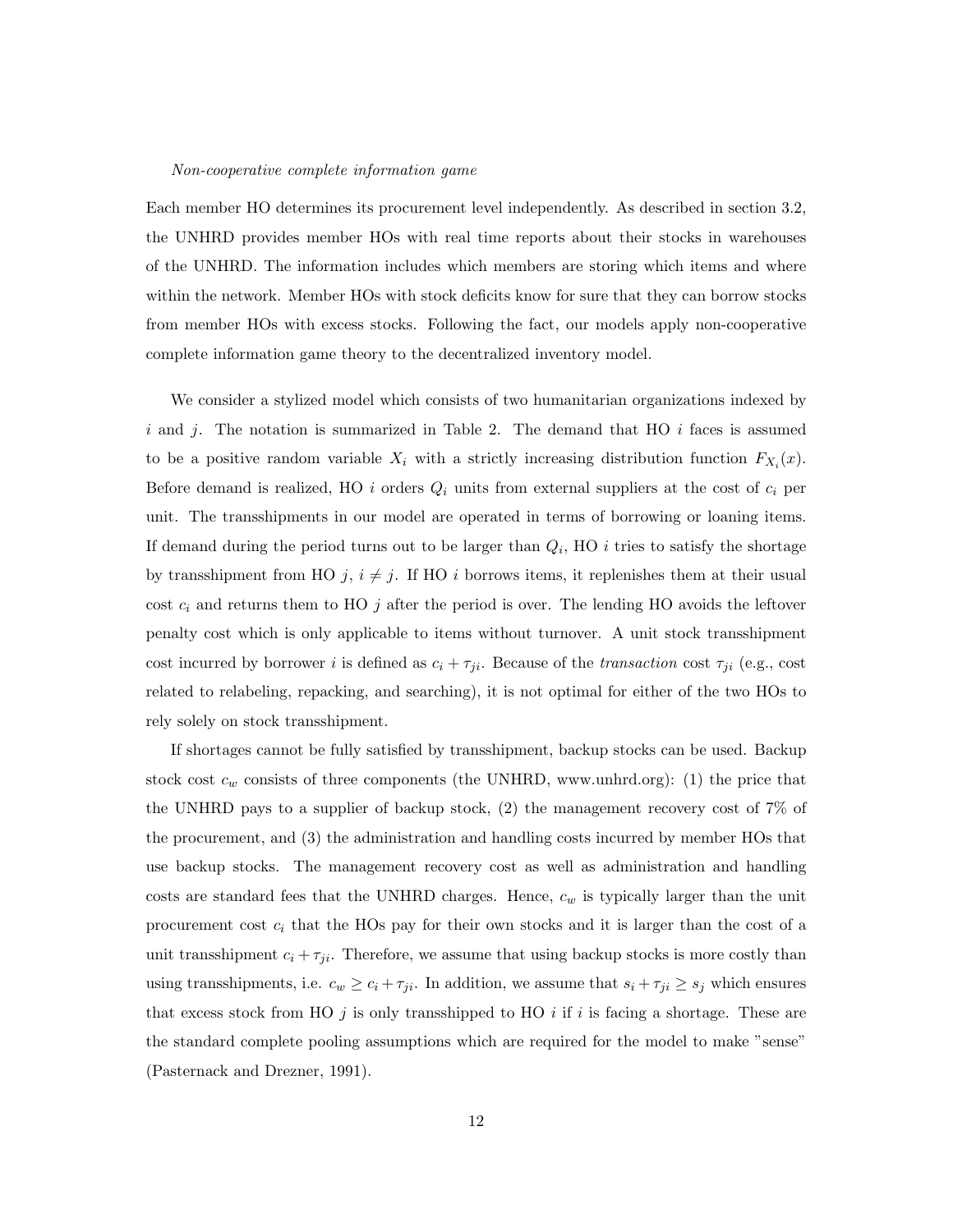*Non-cooperative complete information game*

Each member HO determines its procurement level independently. As described in section 3.2, the UNHRD provides member HOs with real time reports about their stocks in warehouses of the UNHRD. The information includes which members are storing which items and where within the network. Member HOs with stock deficits know for sure that they can borrow stocks from member HOs with excess stocks. Following the fact, our models apply non-cooperative complete information game theory to the decentralized inventory model.

We consider a stylized model which consists of two humanitarian organizations indexed by $i$ and $j$. The notation is summarized in Table 2. The demand that HO $i$ faces is assumed to be a positive random variable $X_i$ with a strictly increasing distribution function $F_{X_i}(x)$. Before demand is realized, HO $i$ orders $Q_i$ units from external suppliers at the cost of $c_i$ per unit. The transshipments in our model are operated in terms of borrowing or loaning items. If demand during the period turns out to be larger than $Q_i$, HO $i$ tries to satisfy the shortage by transshipment from HO $j$, $i \neq j$. If HO $i$ borrows items, it replenishes them at their usual cost $c_i$ and returns them to HO $j$ after the period is over. The lending HO avoids the leftover penalty cost which is only applicable to items without turnover. A unit stock transshipment cost incurred by borrower $i$ is defined as $c_i + \tau_{ji}$. Because of the *transaction* cost $\tau_{ji}$ (e.g., cost related to relabeling, repacking, and searching), it is not optimal for either of the two HOs to rely solely on stock transshipment.

If shortages cannot be fully satisfied by transshipment, backup stocks can be used. Backup stock cost $c_w$ consists of three components (the UNHRD, www.unhrd.org): (1) the price that the UNHRD pays to a supplier of backup stock, (2) the management recovery cost of 7% of the procurement, and (3) the administration and handling costs incurred by member HOs that use backup stocks. The management recovery cost as well as administration and handling costs are standard fees that the UNHRD charges. Hence, $c_w$ is typically larger than the unit procurement cost $c_i$ that the HOs pay for their own stocks and it is larger than the cost of a unit transshipment $c_i + \tau_{ji}$. Therefore, we assume that using backup stocks is more costly than using transshipments, i.e. $c_w \geq c_i + \tau_{ji}$. In addition, we assume that $s_i + \tau_{ji} \geq s_j$ which ensures that excess stock from HO $j$ is only transshipped to HO $i$ if $i$ is facing a shortage. These are the standard complete pooling assumptions which are required for the model to make "sense" (Pasternack and Drezner, 1991).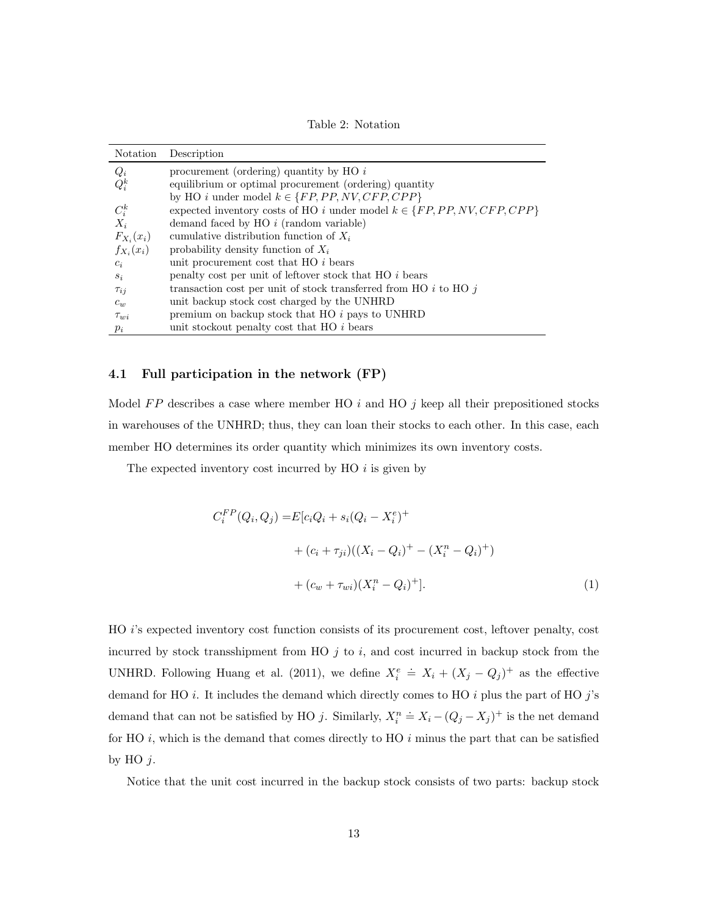Table 2: Notation

| Notation | Description |
|---|---|
| $Q_i$ | procurement (ordering) quantity by HO $i$ |
| $Q_i^k$ | equilibrium or optimal procurement (ordering) quantity by HO $i$ under model $k \in \{FP, PP, NV, CFP, CPP\}$ |
| $C_i^k$ | expected inventory costs of HO $i$ under model $k \in \{FP, PP, NV, CFP, CPP\}$ |
| $X_i$ | demand faced by HO $i$ (random variable) |
| $F_{X_i}(x_i)$ | cumulative distribution function of $X_i$ |
| $f_{X_i}(x_i)$ | probability density function of $X_i$ |
| $c_i$ | unit procurement cost that HO $i$ bears |
| $s_i$ | penalty cost per unit of leftover stock that HO $i$ bears |
| $\tau_{ij}$ | transaction cost per unit of stock transferred from HO $i$ to HO $j$ |
| $c_w$ | unit backup stock cost charged by the UNHRD |
| $\tau_{wi}$ | premium on backup stock that HO $i$ pays to UNHRD |
| $p_i$ | unit stockout penalty cost that HO $i$ bears |

### 4.1 Full participation in the network (FP)

Model $FP$ describes a case where member HO $i$ and HO $j$ keep all their prepositioned stocks in warehouses of the UNHRD; thus, they can loan their stocks to each other. In this case, each member HO determines its order quantity which minimizes its own inventory costs.

The expected inventory cost incurred by HO $i$ is given by

$$
\begin{aligned}
C_i^{FP}(Q_i, Q_j) = & E[c_i Q_i + s_i(Q_i - X_i^e)^+ \\
& + (c_i + \tau_{ji})((X_i - Q_i)^+ - (X_i^n - Q_i)^+) \\
& + (c_w + \tau_{wi})(X_i^n - Q_i)^+]. \qquad (1)
\end{aligned}
$$

HO $i$'s expected inventory cost function consists of its procurement cost, leftover penalty, cost incurred by stock transshipment from HO $j$ to $i$, and cost incurred in backup stock from the UNHRD. Following Huang et al. (2011), we define $X_i^e \doteq X_i + (X_j - Q_j)^+$ as the effective demand for HO $i$. It includes the demand which directly comes to HO $i$ plus the part of HO $j$'s demand that can not be satisfied by HO $j$. Similarly, $X_i^n \doteq X_i - (Q_j - X_j)^+$ is the net demand for HO $i$, which is the demand that comes directly to HO $i$ minus the part that can be satisfied by HO $j$.

Notice that the unit cost incurred in the backup stock consists of two parts: backup stock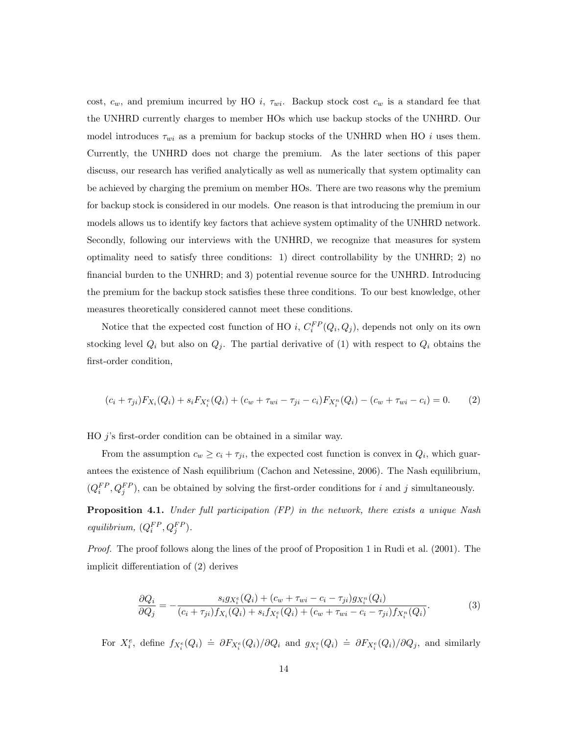cost, $c_w$, and premium incurred by HO $i$, $\tau_{wi}$. Backup stock cost $c_w$ is a standard fee that the UNHRD currently charges to member HOs which use backup stocks of the UNHRD. Our model introduces $\tau_{wi}$ as a premium for backup stocks of the UNHRD when HO $i$ uses them. Currently, the UNHRD does not charge the premium. As the later sections of this paper discuss, our research has verified analytically as well as numerically that system optimality can be achieved by charging the premium on member HOs. There are two reasons why the premium for backup stock is considered in our models. One reason is that introducing the premium in our models allows us to identify key factors that achieve system optimality of the UNHRD network. Secondly, following our interviews with the UNHRD, we recognize that measures for system optimality need to satisfy three conditions: 1) direct controllability by the UNHRD; 2) no financial burden to the UNHRD; and 3) potential revenue source for the UNHRD. Introducing the premium for the backup stock satisfies these three conditions. To our best knowledge, other measures theoretically considered cannot meet these conditions.

Notice that the expected cost function of HO $i$, $C_i^{FP}(Q_i, Q_j)$, depends not only on its own stocking level $Q_i$ but also on $Q_j$. The partial derivative of (1) with respect to $Q_i$ obtains the first-order condition,

$$(c_i + \tau_{ji})F_{X_i}(Q_i) + s_i F_{X_i^e}(Q_i) + (c_w + \tau_{wi} - \tau_{ji} - c_i)F_{X_i^n}(Q_i) - (c_w + \tau_{wi} - c_i) = 0. \tag{2}$$

HO $j$'s first-order condition can be obtained in a similar way.

From the assumption $c_w \geq c_i + \tau_{ji}$, the expected cost function is convex in $Q_i$, which guarantees the existence of Nash equilibrium (Cachon and Netessine, 2006). The Nash equilibrium, $(Q_i^{FP}, Q_j^{FP})$, can be obtained by solving the first-order conditions for $i$ and $j$ simultaneously.

**Proposition 4.1.** *Under full participation (FP) in the network, there exists a unique Nash equilibrium, $(Q_i^{FP}, Q_j^{FP})$.*

*Proof.* The proof follows along the lines of the proof of Proposition 1 in Rudi et al. (2001). The implicit differentiation of (2) derives

$$\frac{\partial Q_i}{\partial Q_j} = -\frac{s_i g_{X_i^e}(Q_i) + (c_w + \tau_{wi} - c_i - \tau_{ji})g_{X_i^n}(Q_i)}{(c_i + \tau_{ji})f_{X_i}(Q_i) + s_i f_{X_i^e}(Q_i) + (c_w + \tau_{wi} - c_i - \tau_{ji})f_{X_i^n}(Q_i)}. \tag{3}$$

For $X_i^e$, define $f_{X_i^e}(Q_i) \doteq \partial F_{X_i^e}(Q_i)/\partial Q_i$ and $g_{X_i^e}(Q_i) \doteq \partial F_{X_i^e}(Q_i)/\partial Q_j$, and similarly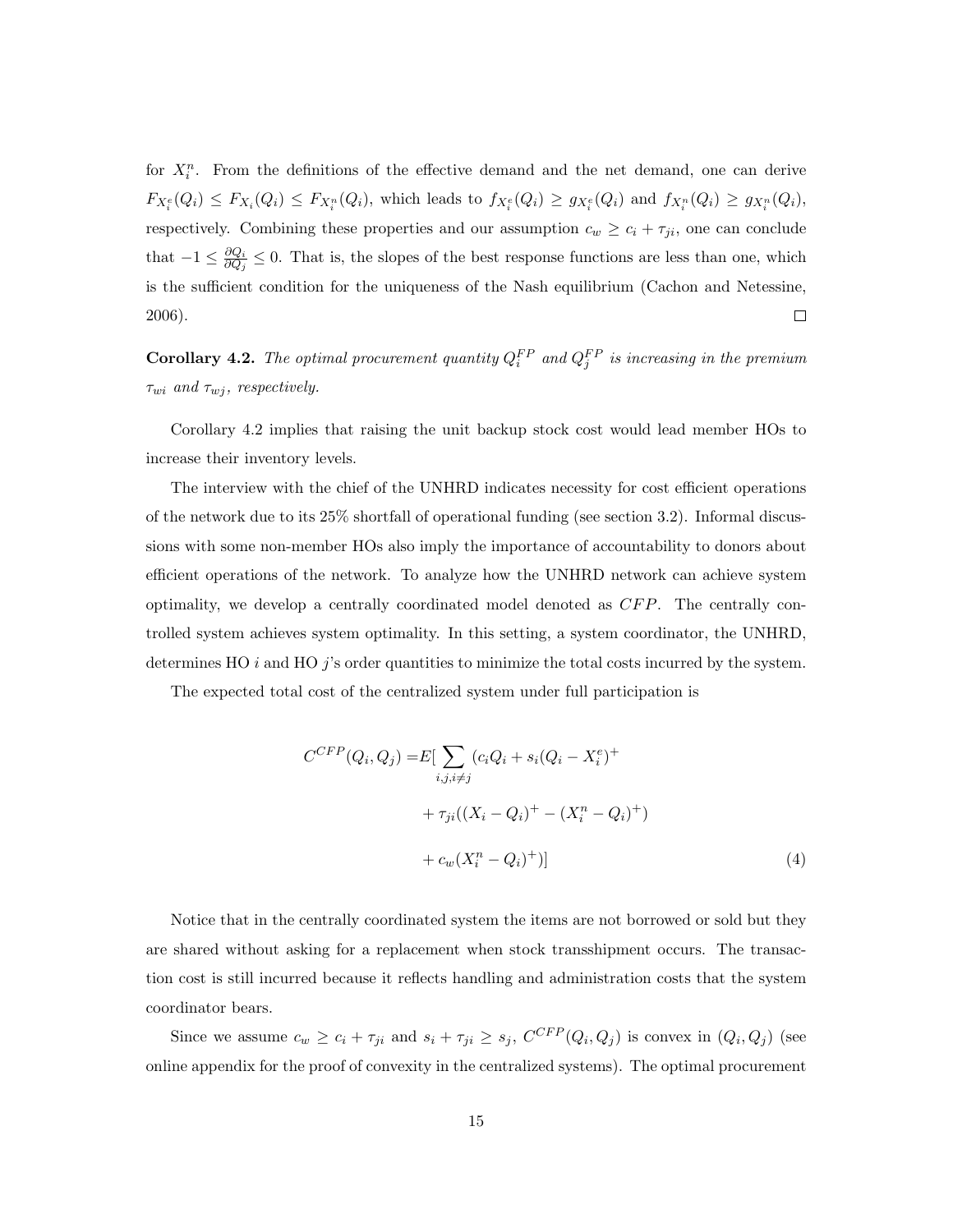for $X_i^n$. From the definitions of the effective demand and the net demand, one can derive $F_{X_i^e}(Q_i) \leq F_{X_i}(Q_i) \leq F_{X_i^n}(Q_i)$, which leads to $f_{X_i^e}(Q_i) \geq g_{X_i^e}(Q_i)$ and $f_{X_i^n}(Q_i) \geq g_{X_i^n}(Q_i)$, respectively. Combining these properties and our assumption $c_w \geq c_i + \tau_{ji}$, one can conclude that $-1 \leq \frac{\partial Q_i}{\partial Q_j} \leq 0$. That is, the slopes of the best response functions are less than one, which is the sufficient condition for the uniqueness of the Nash equilibrium (Cachon and Netessine, 2006). □

**Corollary 4.2.** *The optimal procurement quantity $Q_i^{FP}$ and $Q_j^{FP}$ is increasing in the premium $\tau_{wi}$ and $\tau_{wj}$, respectively.*

Corollary 4.2 implies that raising the unit backup stock cost would lead member HOs to increase their inventory levels.

The interview with the chief of the UNHRD indicates necessity for cost efficient operations of the network due to its 25% shortfall of operational funding (see section 3.2). Informal discussions with some non-member HOs also imply the importance of accountability to donors about efficient operations of the network. To analyze how the UNHRD network can achieve system optimality, we develop a centrally coordinated model denoted as $CFP$. The centrally controlled system achieves system optimality. In this setting, a system coordinator, the UNHRD, determines HO $i$ and HO $j$'s order quantities to minimize the total costs incurred by the system.

The expected total cost of the centralized system under full participation is

$$
\begin{aligned}
C^{CFP}(Q_i, Q_j) =& E[\sum_{i,j,i\neq j} (c_i Q_i + s_i (Q_i - X_i^e)^+ \\
&+ \tau_{ji}((X_i - Q_i)^+ - (X_i^n - Q_i)^+) \\
&+ c_w (X_i^n - Q_i)^+)]
\end{aligned} \tag{4}
$$

Notice that in the centrally coordinated system the items are not borrowed or sold but they are shared without asking for a replacement when stock transshipment occurs. The transaction cost is still incurred because it reflects handling and administration costs that the system coordinator bears.

Since we assume $c_w \geq c_i + \tau_{ji}$ and $s_i + \tau_{ji} \geq s_j$, $C^{CFP}(Q_i, Q_j)$ is convex in $(Q_i, Q_j)$ (see online appendix for the proof of convexity in the centralized systems). The optimal procurement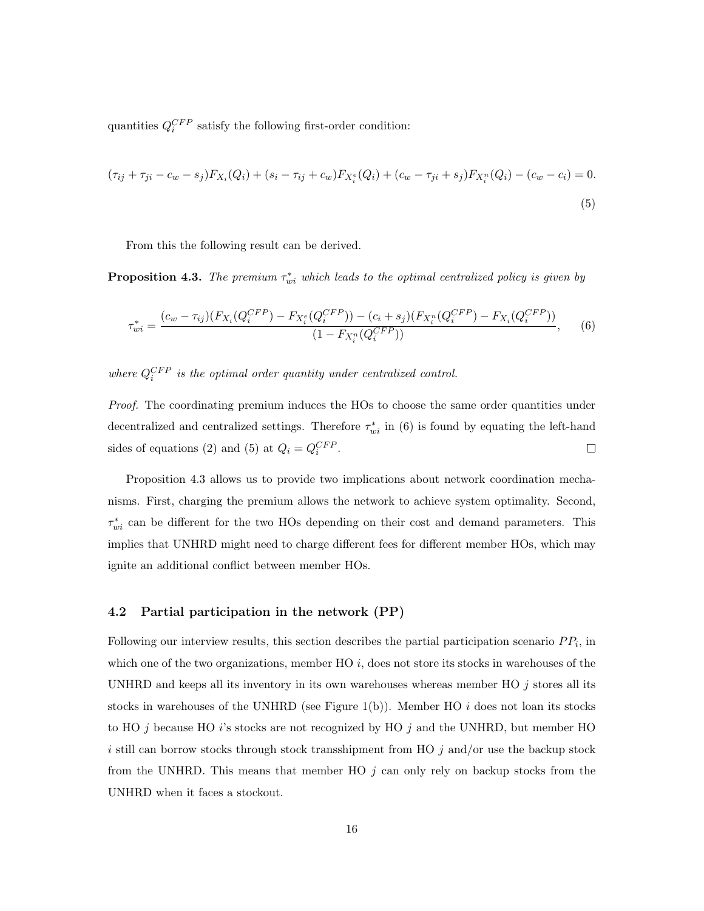quantities $Q_i^{CFP}$ satisfy the following first-order condition:

$$(\tau_{ij} + \tau_{ji} - c_w - s_j)F_{X_i}(Q_i) + (s_i - \tau_{ij} + c_w)F_{X_i^e}(Q_i) + (c_w - \tau_{ji} + s_j)F_{X_i^n}(Q_i) - (c_w - c_i) = 0. \tag{5}$$

From this the following result can be derived.

**Proposition 4.3.** *The premium $\tau_{wi}^*$ which leads to the optimal centralized policy is given by*

$$\tau_{wi}^* = \frac{(c_w - \tau_{ij})(F_{X_i}(Q_i^{CFP}) - F_{X_i^e}(Q_i^{CFP})) - (c_i + s_j)(F_{X_i^n}(Q_i^{CFP}) - F_{X_i}(Q_i^{CFP}))}{(1 - F_{X_i^n}(Q_i^{CFP}))}, \tag{6}$$

*where $Q_i^{CFP}$ is the optimal order quantity under centralized control.*

*Proof.* The coordinating premium induces the HOs to choose the same order quantities under decentralized and centralized settings. Therefore $\tau_{wi}^*$ in (6) is found by equating the left-hand sides of equations (2) and (5) at $Q_i = Q_i^{CFP}$. □

Proposition 4.3 allows us to provide two implications about network coordination mechanisms. First, charging the premium allows the network to achieve system optimality. Second, $\tau_{wi}^*$ can be different for the two HOs depending on their cost and demand parameters. This implies that UNHRD might need to charge different fees for different member HOs, which may ignite an additional conflict between member HOs.

### 4.2 Partial participation in the network (PP)

Following our interview results, this section describes the partial participation scenario $PP_i$, in which one of the two organizations, member HO $i$, does not store its stocks in warehouses of the UNHRD and keeps all its inventory in its own warehouses whereas member HO $j$ stores all its stocks in warehouses of the UNHRD (see Figure 1(b)). Member HO $i$ does not loan its stocks to HO $j$ because HO $i$'s stocks are not recognized by HO $j$ and the UNHRD, but member HO $i$ still can borrow stocks through stock transshipment from HO $j$ and/or use the backup stock from the UNHRD. This means that member HO $j$ can only rely on backup stocks from the UNHRD when it faces a stockout.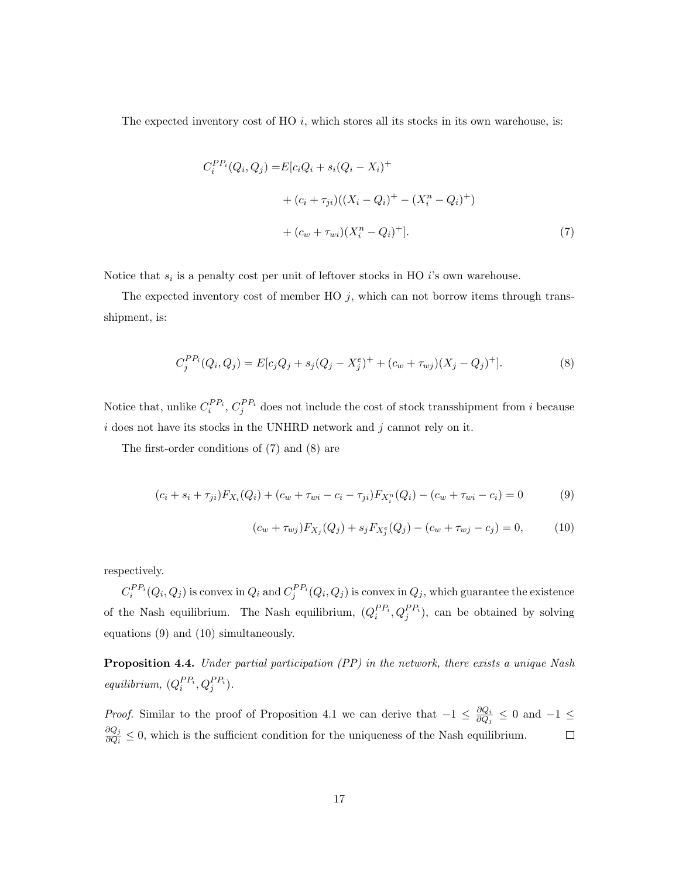The expected inventory cost of HO $i$, which stores all its stocks in its own warehouse, is:

$$
\begin{aligned}
C_i^{PP_i}(Q_i, Q_j) =& E[c_i Q_i + s_i (Q_i - X_i)^+ \\
&+ (c_i + \tau_{ji})((X_i - Q_i)^+ - (X_i^n - Q_i)^+) \\
&+ (c_w + \tau_{wi})(X_i^n - Q_i)^+]. \qquad (7)
\end{aligned}
$$

Notice that $s_i$ is a penalty cost per unit of leftover stocks in HO $i$'s own warehouse.

The expected inventory cost of member HO $j$, which can not borrow items through transshipment, is:

$$
C_j^{PP_i}(Q_i, Q_j) = E[c_j Q_j + s_j (Q_j - X_j^e)^+ + (c_w + \tau_{wj})(X_j - Q_j)^+]. \qquad (8)
$$

Notice that, unlike $C_i^{PP_i}$, $C_j^{PP_i}$ does not include the cost of stock transshipment from $i$ because $i$ does not have its stocks in the UNHRD network and $j$ cannot rely on it.

The first-order conditions of (7) and (8) are

$$
(c_i + s_i + \tau_{ji}) F_{X_i}(Q_i) + (c_w + \tau_{wi} - c_i - \tau_{ji}) F_{X_i^n}(Q_i) - (c_w + \tau_{wi} - c_i) = 0 \qquad (9)
$$

$$
(c_w + \tau_{wj}) F_{X_j}(Q_j) + s_j F_{X_j^e}(Q_j) - (c_w + \tau_{wj} - c_j) = 0, \qquad (10)
$$

respectively.

$C_i^{PP_i}(Q_i, Q_j)$ is convex in $Q_i$ and $C_j^{PP_i}(Q_i, Q_j)$ is convex in $Q_j$, which guarantee the existence of the Nash equilibrium. The Nash equilibrium, $(Q_i^{PP_i}, Q_j^{PP_i})$, can be obtained by solving equations (9) and (10) simultaneously.

**Proposition 4.4.** *Under partial participation (PP) in the network, there exists a unique Nash equilibrium,* $(Q_i^{PP_i}, Q_j^{PP_i})$.

*Proof.* Similar to the proof of Proposition 4.1 we can derive that $-1 \leq \frac{\partial Q_i}{\partial Q_j} \leq 0$ and $-1 \leq \frac{\partial Q_j}{\partial Q_i} \leq 0$, which is the sufficient condition for the uniqueness of the Nash equilibrium. $\square$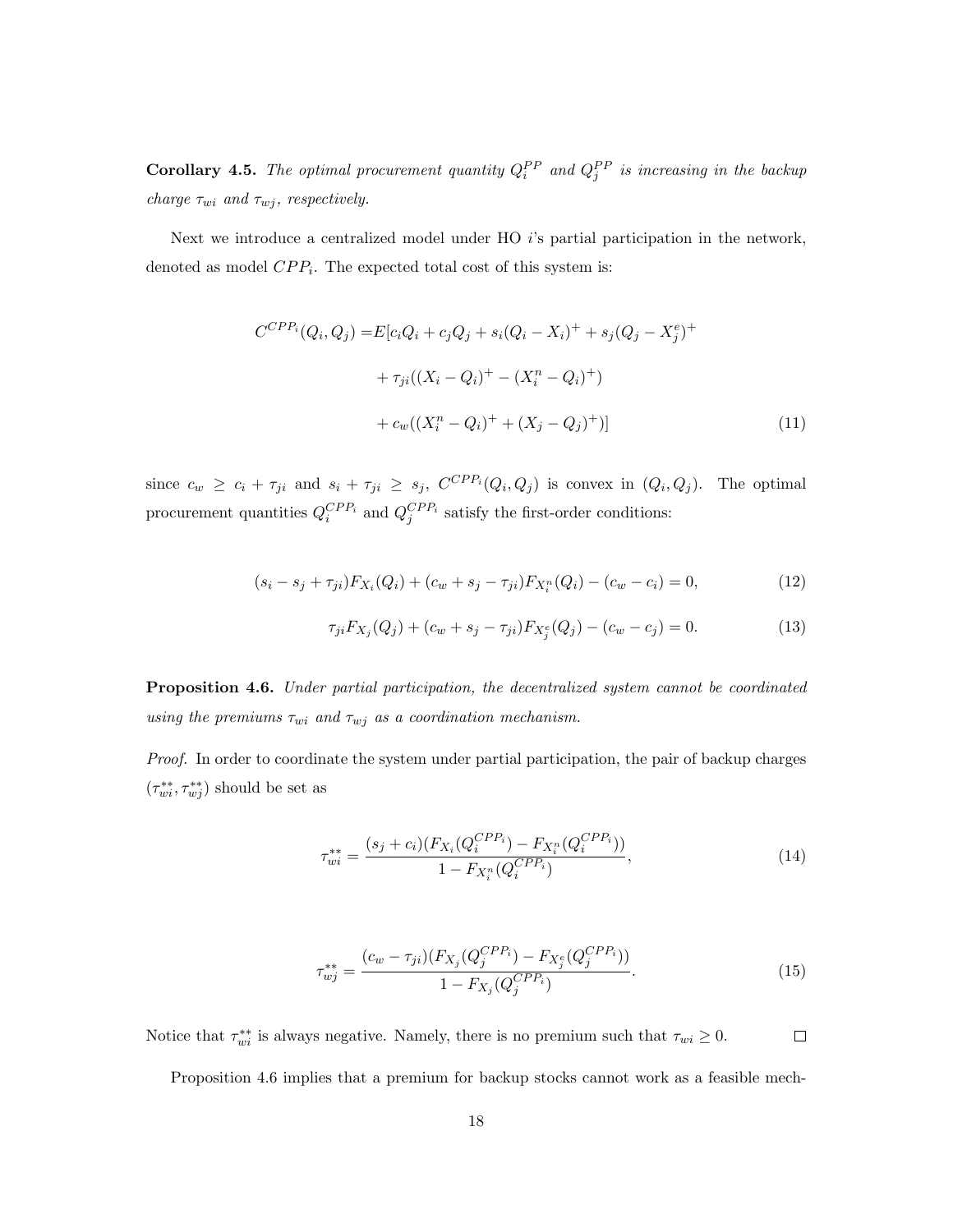**Corollary 4.5.** *The optimal procurement quantity $Q_i^{PP}$ and $Q_j^{PP}$ is increasing in the backup charge $\tau_{wi}$ and $\tau_{wj}$, respectively.*

Next we introduce a centralized model under HO $i$'s partial participation in the network, denoted as model $CPP_i$. The expected total cost of this system is:

$$
\begin{aligned}
C^{CPP_i}(Q_i, Q_j) = & E[c_i Q_i + c_j Q_j + s_i(Q_i - X_i)^+ + s_j(Q_j - X_j^e)^+ \\
& + \tau_{ji}((X_i - Q_i)^+ - (X_i^n - Q_i)^+) \\
& + c_w((X_i^n - Q_i)^+ + (X_j - Q_j)^+)]
\end{aligned}
\tag{11}
$$

since $c_w \geq c_i + \tau_{ji}$ and $s_i + \tau_{ji} \geq s_j$, $C^{CPP_i}(Q_i, Q_j)$ is convex in $(Q_i, Q_j)$. The optimal procurement quantities $Q_i^{CPP_i}$ and $Q_j^{CPP_i}$ satisfy the first-order conditions:

$$
(s_i - s_j + \tau_{ji})F_{X_i}(Q_i) + (c_w + s_j - \tau_{ji})F_{X_i^n}(Q_i) - (c_w - c_i) = 0, \tag{12}
$$

$$
\tau_{ji}F_{X_j}(Q_j) + (c_w + s_j - \tau_{ji})F_{X_j^e}(Q_j) - (c_w - c_j) = 0. \tag{13}
$$

**Proposition 4.6.** *Under partial participation, the decentralized system cannot be coordinated using the premiums $\tau_{wi}$ and $\tau_{wj}$ as a coordination mechanism.*

*Proof.* In order to coordinate the system under partial participation, the pair of backup charges $(\tau_{wi}^{**}, \tau_{wj}^{**})$ should be set as

$$
\tau_{wi}^{**} = \frac{(s_j + c_i)(F_{X_i}(Q_i^{CPP_i}) - F_{X_i^n}(Q_i^{CPP_i}))}{1 - F_{X_i^n}(Q_i^{CPP_i})}, \tag{14}
$$

$$
\tau_{wj}^{**} = \frac{(c_w - \tau_{ji})(F_{X_j}(Q_j^{CPP_i}) - F_{X_j^e}(Q_j^{CPP_i}))}{1 - F_{X_j}(Q_j^{CPP_i})}. \tag{15}
$$

Notice that $\tau_{wi}^{**}$ is always negative. Namely, there is no premium such that $\tau_{wi} \geq 0$. □

Proposition 4.6 implies that a premium for backup stocks cannot work as a feasible mech-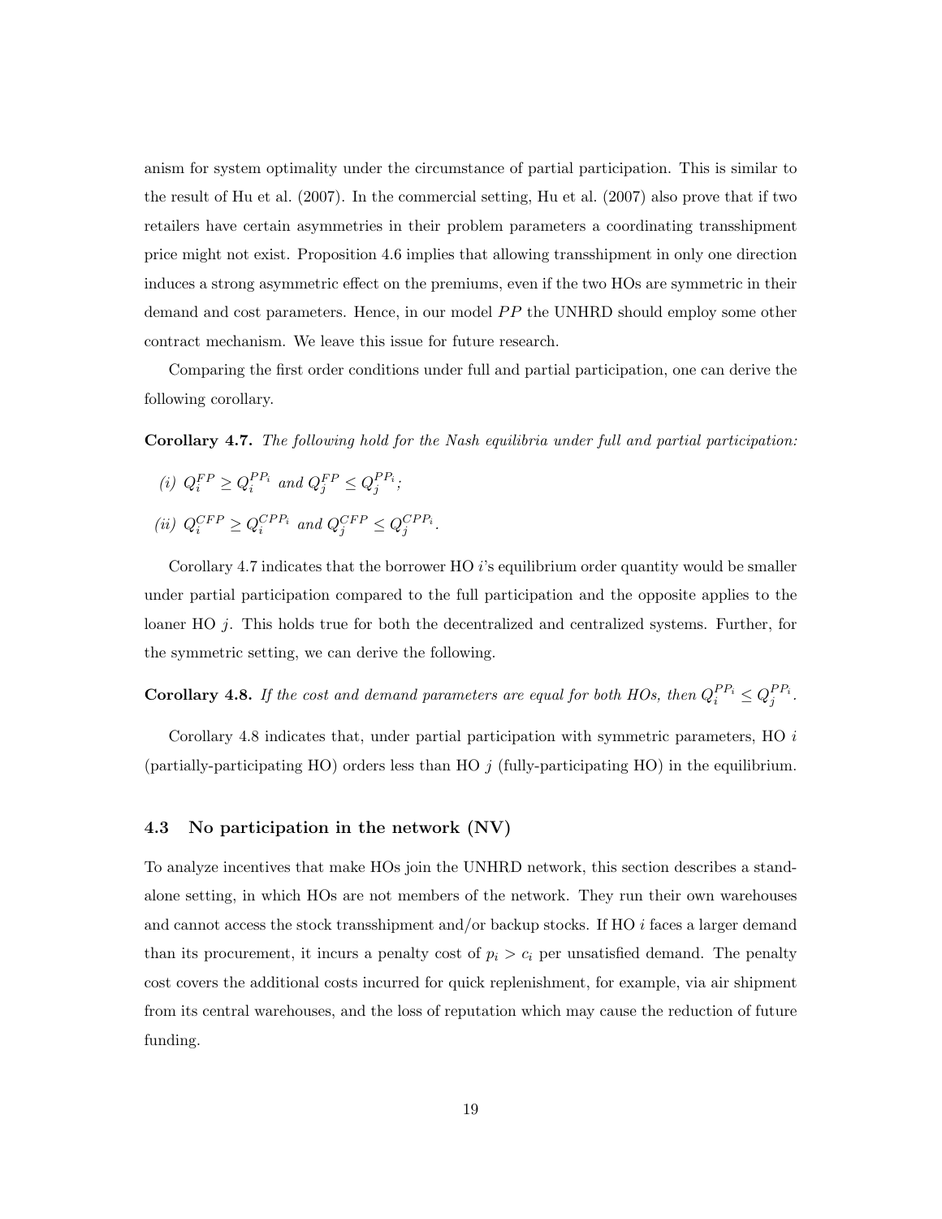anism for system optimality under the circumstance of partial participation. This is similar to the result of Hu et al. (2007). In the commercial setting, Hu et al. (2007) also prove that if two retailers have certain asymmetries in their problem parameters a coordinating transshipment price might not exist. Proposition 4.6 implies that allowing transshipment in only one direction induces a strong asymmetric effect on the premiums, even if the two HOs are symmetric in their demand and cost parameters. Hence, in our model $PP$ the UNHRD should employ some other contract mechanism. We leave this issue for future research.

Comparing the first order conditions under full and partial participation, one can derive the following corollary.

**Corollary 4.7.** *The following hold for the Nash equilibria under full and partial participation:*

*(i)* $Q_i^{FP} \geq Q_i^{PP_i}$ *and* $Q_j^{FP} \leq Q_j^{PP_i}$*;*

*(ii)* $Q_i^{CFP} \geq Q_i^{CPP_i}$ *and* $Q_j^{CFP} \leq Q_j^{CPP_i}$*.*

Corollary 4.7 indicates that the borrower HO $i$'s equilibrium order quantity would be smaller under partial participation compared to the full participation and the opposite applies to the loaner HO $j$. This holds true for both the decentralized and centralized systems. Further, for the symmetric setting, we can derive the following.

**Corollary 4.8.** *If the cost and demand parameters are equal for both HOs, then* $Q_i^{PP_i} \leq Q_j^{PP_i}$*.*

Corollary 4.8 indicates that, under partial participation with symmetric parameters, HO $i$ (partially-participating HO) orders less than HO $j$ (fully-participating HO) in the equilibrium.

### 4.3 No participation in the network (NV)

To analyze incentives that make HOs join the UNHRD network, this section describes a stand-alone setting, in which HOs are not members of the network. They run their own warehouses and cannot access the stock transshipment and/or backup stocks. If HO $i$ faces a larger demand than its procurement, it incurs a penalty cost of $p_i > c_i$ per unsatisfied demand. The penalty cost covers the additional costs incurred for quick replenishment, for example, via air shipment from its central warehouses, and the loss of reputation which may cause the reduction of future funding.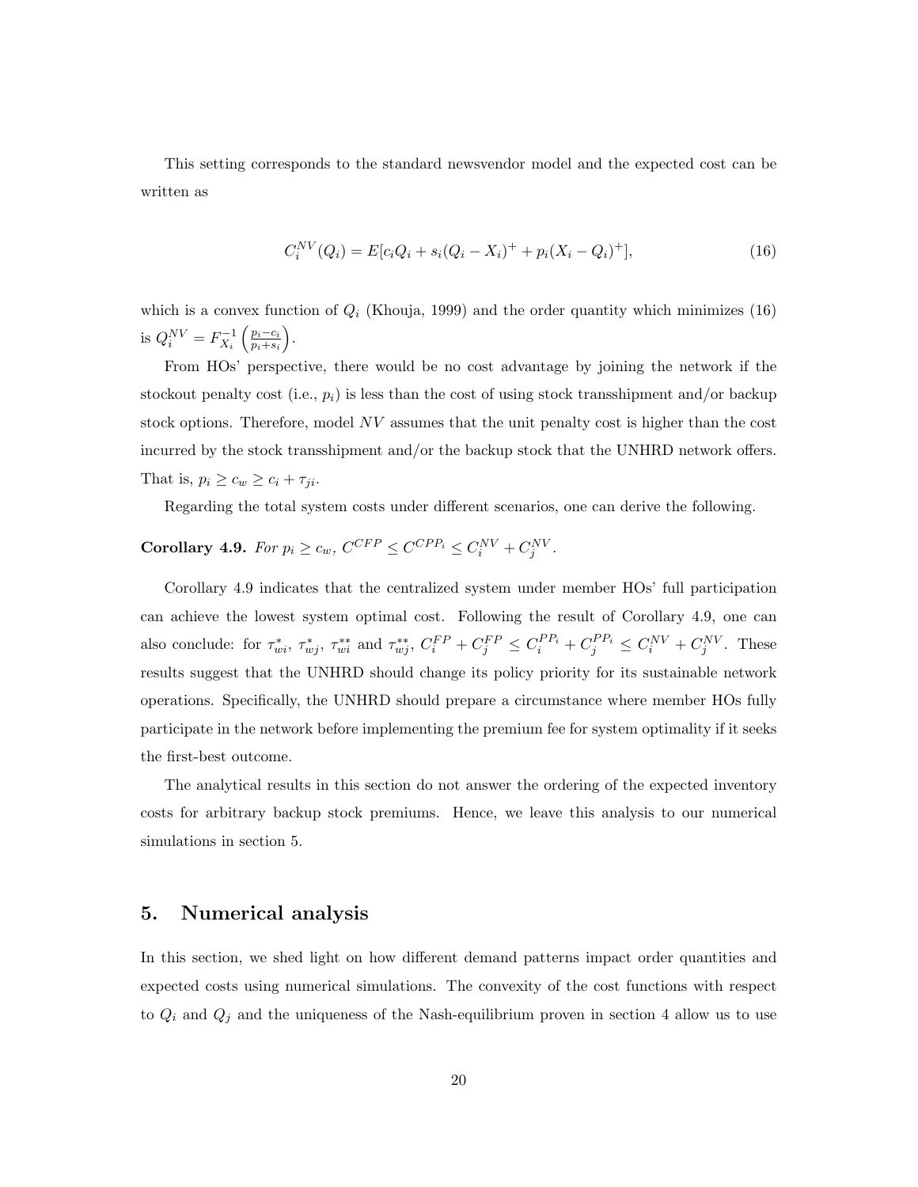This setting corresponds to the standard newsvendor model and the expected cost can be written as

$$C_i^{NV}(Q_i) = E[c_i Q_i + s_i(Q_i - X_i)^+ + p_i(X_i - Q_i)^+], \tag{16}$$

which is a convex function of $Q_i$ (Khouja, 1999) and the order quantity which minimizes (16) is $Q_i^{NV} = F_{X_i}^{-1}\left(\frac{p_i - c_i}{p_i + s_i}\right)$.

From HOs' perspective, there would be no cost advantage by joining the network if the stockout penalty cost (i.e., $p_i$) is less than the cost of using stock transshipment and/or backup stock options. Therefore, model $NV$ assumes that the unit penalty cost is higher than the cost incurred by the stock transshipment and/or the backup stock that the UNHRD network offers. That is, $p_i \geq c_w \geq c_i + \tau_{ji}$.

Regarding the total system costs under different scenarios, one can derive the following.

**Corollary 4.9.** *For $p_i \geq c_w$, $C^{CFP} \leq C^{CPP_i} \leq C_i^{NV} + C_j^{NV}$.*

Corollary 4.9 indicates that the centralized system under member HOs' full participation can achieve the lowest system optimal cost. Following the result of Corollary 4.9, one can also conclude: for $\tau_{wi}^*$, $\tau_{wj}^*$, $\tau_{wi}^{**}$ and $\tau_{wj}^{**}$, $C_i^{FP} + C_j^{FP} \leq C_i^{PP_i} + C_j^{PP_i} \leq C_i^{NV} + C_j^{NV}$. These results suggest that the UNHRD should change its policy priority for its sustainable network operations. Specifically, the UNHRD should prepare a circumstance where member HOs fully participate in the network before implementing the premium fee for system optimality if it seeks the first-best outcome.

The analytical results in this section do not answer the ordering of the expected inventory costs for arbitrary backup stock premiums. Hence, we leave this analysis to our numerical simulations in section 5.

## 5. Numerical analysis

In this section, we shed light on how different demand patterns impact order quantities and expected costs using numerical simulations. The convexity of the cost functions with respect to $Q_i$ and $Q_j$ and the uniqueness of the Nash-equilibrium proven in section 4 allow us to use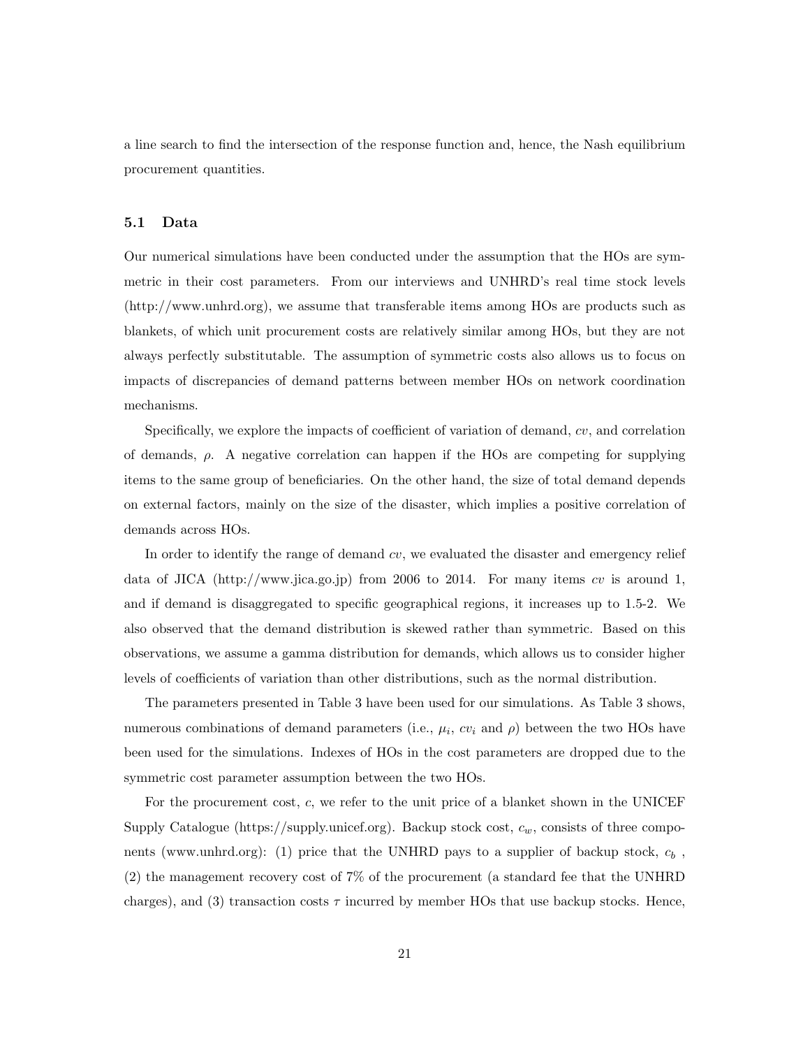a line search to find the intersection of the response function and, hence, the Nash equilibrium procurement quantities.

### 5.1 Data

Our numerical simulations have been conducted under the assumption that the HOs are symmetric in their cost parameters. From our interviews and UNHRD's real time stock levels (http://www.unhrd.org), we assume that transferable items among HOs are products such as blankets, of which unit procurement costs are relatively similar among HOs, but they are not always perfectly substitutable. The assumption of symmetric costs also allows us to focus on impacts of discrepancies of demand patterns between member HOs on network coordination mechanisms.

Specifically, we explore the impacts of coefficient of variation of demand, $cv$, and correlation of demands, $\rho$. A negative correlation can happen if the HOs are competing for supplying items to the same group of beneficiaries. On the other hand, the size of total demand depends on external factors, mainly on the size of the disaster, which implies a positive correlation of demands across HOs.

In order to identify the range of demand $cv$, we evaluated the disaster and emergency relief data of JICA (http://www.jica.go.jp) from 2006 to 2014. For many items $cv$ is around 1, and if demand is disaggregated to specific geographical regions, it increases up to 1.5-2. We also observed that the demand distribution is skewed rather than symmetric. Based on this observations, we assume a gamma distribution for demands, which allows us to consider higher levels of coefficients of variation than other distributions, such as the normal distribution.

The parameters presented in Table 3 have been used for our simulations. As Table 3 shows, numerous combinations of demand parameters (i.e., $\mu_i$, $cv_i$ and $\rho$) between the two HOs have been used for the simulations. Indexes of HOs in the cost parameters are dropped due to the symmetric cost parameter assumption between the two HOs.

For the procurement cost, $c$, we refer to the unit price of a blanket shown in the UNICEF Supply Catalogue (https://supply.unicef.org). Backup stock cost, $c_w$, consists of three components (www.unhrd.org): (1) price that the UNHRD pays to a supplier of backup stock, $c_b$ , (2) the management recovery cost of 7% of the procurement (a standard fee that the UNHRD charges), and (3) transaction costs $\tau$ incurred by member HOs that use backup stocks. Hence,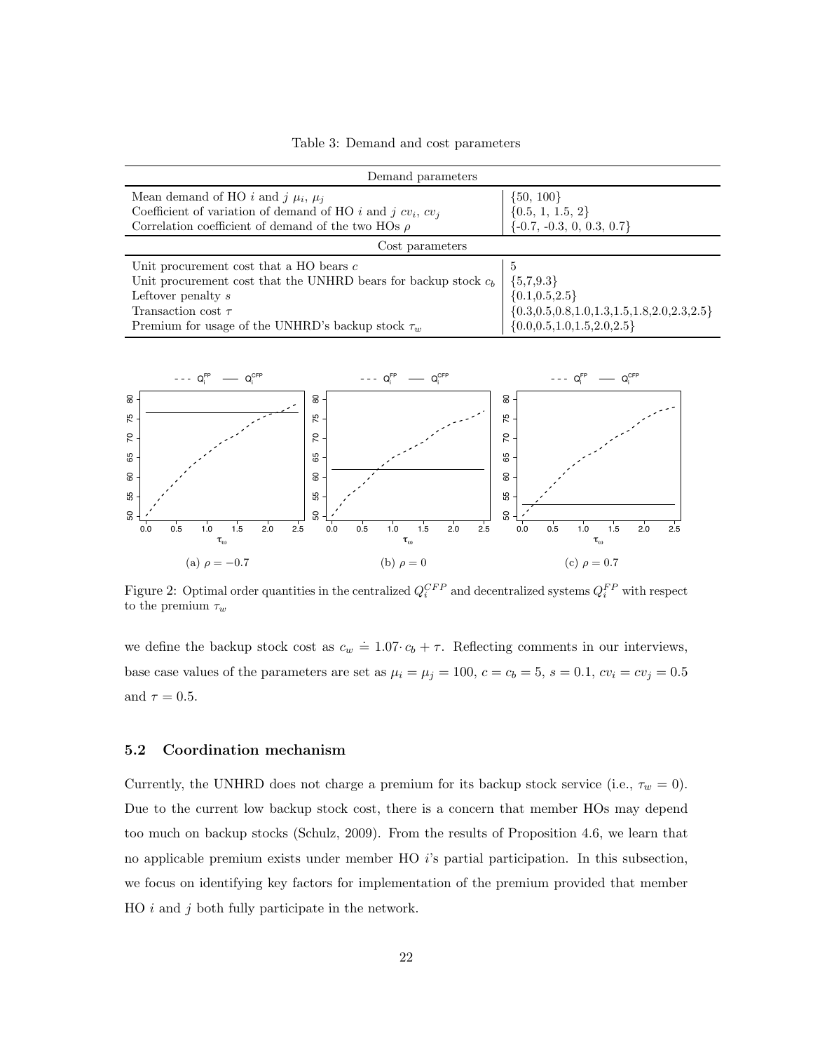Table 3: Demand and cost parameters

| Demand parameters | |
|---|---|
| Mean demand of HO $i$ and $j$ $\mu_i$, $\mu_j$ | {50, 100} |
| Coefficient of variation of demand of HO $i$ and $j$ $cv_i$, $cv_j$ | {0.5, 1, 1.5, 2} |
| Correlation coefficient of demand of the two HOs $\rho$ | {-0.7, -0.3, 0, 0.3, 0.7} |
| **Cost parameters** | |
| Unit procurement cost that a HO bears $c$ | 5 |
| Unit procurement cost that the UNHRD bears for backup stock $c_b$ | {5,7,9.3} |
| Leftover penalty $s$ | {0.1,0.5,2.5} |
| Transaction cost $\tau$ | {0.3,0.5,0.8,1.0,1.3,1.5,1.8,2.0,2.3,2.5} |
| Premium for usage of the UNHRD's backup stock $\tau_w$ | {0.0,0.5,1.0,1.5,2.0,2.5} |

(a) $\rho = -0.7$ (b) $\rho = 0$ (c) $\rho = 0.7$

Figure 2: Optimal order quantities in the centralized $Q_i^{CFP}$ and decentralized systems $Q_i^{FP}$ with respect to the premium $\tau_w$

we define the backup stock cost as $c_w \doteq 1.07 \cdot c_b + \tau$. Reflecting comments in our interviews, base case values of the parameters are set as $\mu_i = \mu_j = 100$, $c = c_b = 5$, $s = 0.1$, $cv_i = cv_j = 0.5$ and $\tau = 0.5$.

### 5.2 Coordination mechanism

Currently, the UNHRD does not charge a premium for its backup stock service (i.e., $\tau_w = 0$). Due to the current low backup stock cost, there is a concern that member HOs may depend too much on backup stocks (Schulz, 2009). From the results of Proposition 4.6, we learn that no applicable premium exists under member HO $i$'s partial participation. In this subsection, we focus on identifying key factors for implementation of the premium provided that member HO $i$ and $j$ both fully participate in the network.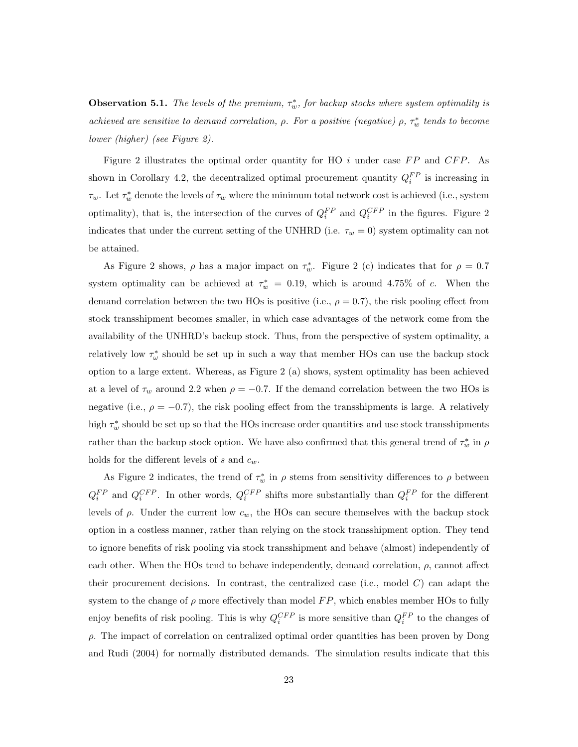**Observation 5.1.** *The levels of the premium, $\tau_w^*$, for backup stocks where system optimality is achieved are sensitive to demand correlation, $\rho$. For a positive (negative) $\rho$, $\tau_w^*$ tends to become lower (higher) (see Figure 2).*

Figure 2 illustrates the optimal order quantity for HO $i$ under case $FP$ and $CFP$. As shown in Corollary 4.2, the decentralized optimal procurement quantity $Q_i^{FP}$ is increasing in $\tau_w$. Let $\tau_w^*$ denote the levels of $\tau_w$ where the minimum total network cost is achieved (i.e., system optimality), that is, the intersection of the curves of $Q_i^{FP}$ and $Q_i^{CFP}$ in the figures. Figure 2 indicates that under the current setting of the UNHRD (i.e. $\tau_w = 0$) system optimality can not be attained.

As Figure 2 shows, $\rho$ has a major impact on $\tau_w^*$. Figure 2 (c) indicates that for $\rho = 0.7$ system optimality can be achieved at $\tau_w^* = 0.19$, which is around 4.75% of $c$. When the demand correlation between the two HOs is positive (i.e., $\rho = 0.7$), the risk pooling effect from stock transshipment becomes smaller, in which case advantages of the network come from the availability of the UNHRD's backup stock. Thus, from the perspective of system optimality, a relatively low $\tau_\omega^*$ should be set up in such a way that member HOs can use the backup stock option to a large extent. Whereas, as Figure 2 (a) shows, system optimality has been achieved at a level of $\tau_w$ around 2.2 when $\rho = -0.7$. If the demand correlation between the two HOs is negative (i.e., $\rho = -0.7$), the risk pooling effect from the transshipments is large. A relatively high $\tau_w^*$ should be set up so that the HOs increase order quantities and use stock transshipments rather than the backup stock option. We have also confirmed that this general trend of $\tau_w^*$ in $\rho$ holds for the different levels of $s$ and $c_w$.

As Figure 2 indicates, the trend of $\tau_w^*$ in $\rho$ stems from sensitivity differences to $\rho$ between $Q_i^{FP}$ and $Q_i^{CFP}$. In other words, $Q_i^{CFP}$ shifts more substantially than $Q_i^{FP}$ for the different levels of $\rho$. Under the current low $c_w$, the HOs can secure themselves with the backup stock option in a costless manner, rather than relying on the stock transshipment option. They tend to ignore benefits of risk pooling via stock transshipment and behave (almost) independently of each other. When the HOs tend to behave independently, demand correlation, $\rho$, cannot affect their procurement decisions. In contrast, the centralized case (i.e., model $C$) can adapt the system to the change of $\rho$ more effectively than model $FP$, which enables member HOs to fully enjoy benefits of risk pooling. This is why $Q_i^{CFP}$ is more sensitive than $Q_i^{FP}$ to the changes of $\rho$. The impact of correlation on centralized optimal order quantities has been proven by Dong and Rudi (2004) for normally distributed demands. The simulation results indicate that this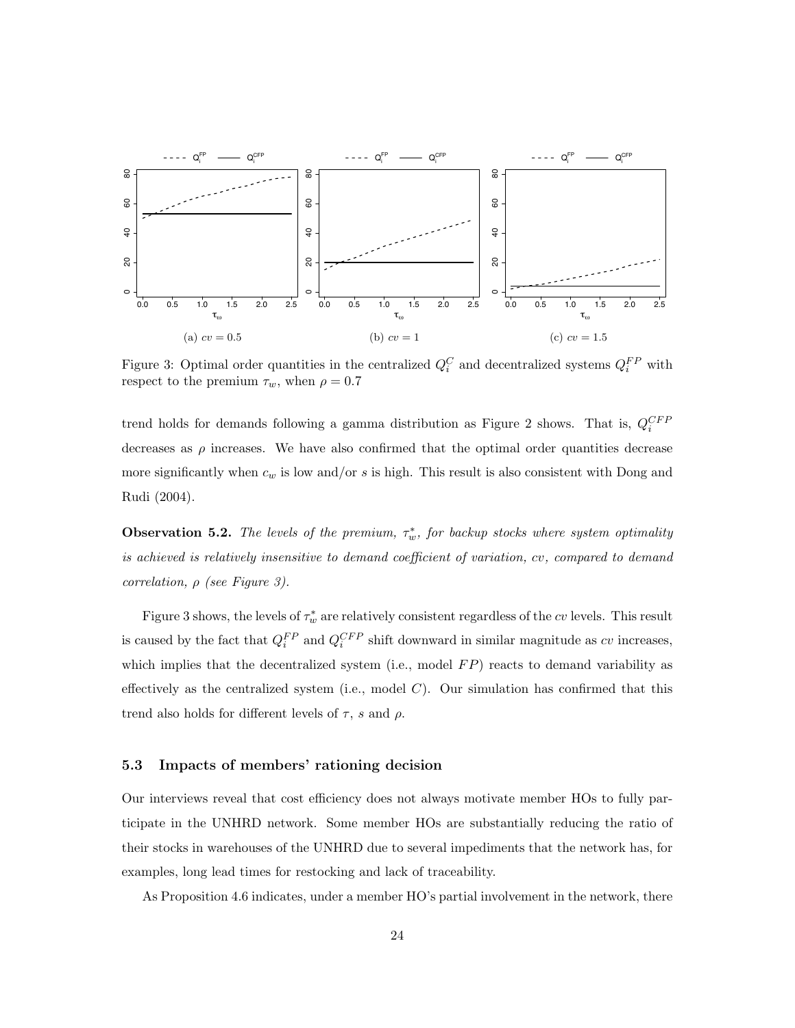Figure 3: Optimal order quantities in the centralized $Q_i^C$ and decentralized systems $Q_i^{FP}$ with respect to the premium $\tau_w$, when $\rho = 0.7$

trend holds for demands following a gamma distribution as Figure 2 shows. That is, $Q_i^{CFP}$ decreases as $\rho$ increases. We have also confirmed that the optimal order quantities decrease more significantly when $c_w$ is low and/or $s$ is high. This result is also consistent with Dong and Rudi (2004).

**Observation 5.2.** *The levels of the premium, $\tau_w^*$, for backup stocks where system optimality is achieved is relatively insensitive to demand coefficient of variation, $cv$, compared to demand correlation, $\rho$ (see Figure 3).*

Figure 3 shows, the levels of $\tau_w^*$ are relatively consistent regardless of the $cv$ levels. This result is caused by the fact that $Q_i^{FP}$ and $Q_i^{CFP}$ shift downward in similar magnitude as $cv$ increases, which implies that the decentralized system (i.e., model $FP$) reacts to demand variability as effectively as the centralized system (i.e., model $C$). Our simulation has confirmed that this trend also holds for different levels of $\tau$, $s$ and $\rho$.

### 5.3 Impacts of members' rationing decision

Our interviews reveal that cost efficiency does not always motivate member HOs to fully participate in the UNHRD network. Some member HOs are substantially reducing the ratio of their stocks in warehouses of the UNHRD due to several impediments that the network has, for examples, long lead times for restocking and lack of traceability.

As Proposition 4.6 indicates, under a member HO's partial involvement in the network, there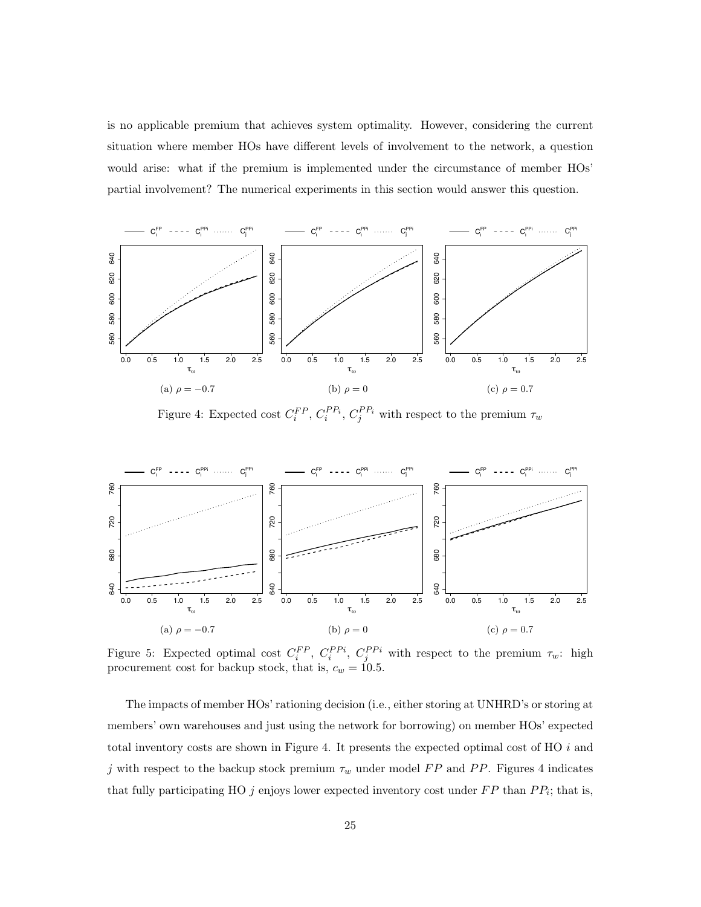is no applicable premium that achieves system optimality. However, considering the current situation where member HOs have different levels of involvement to the network, a question would arise: what if the premium is implemented under the circumstance of member HOs' partial involvement? The numerical experiments in this section would answer this question.

(a) $\rho = -0.7$ (b) $\rho = 0$ (c) $\rho = 0.7$

Figure 4: Expected cost $C_i^{FP}$, $C_i^{PP_i}$, $C_j^{PP_i}$ with respect to the premium $\tau_w$

(a) $\rho = -0.7$ (b) $\rho = 0$ (c) $\rho = 0.7$

Figure 5: Expected optimal cost $C_i^{FP}$, $C_i^{PPi}$, $C_j^{PPi}$ with respect to the premium $\tau_w$: high procurement cost for backup stock, that is, $c_w = 10.5$.

The impacts of member HOs' rationing decision (i.e., either storing at UNHRD's or storing at members' own warehouses and just using the network for borrowing) on member HOs' expected total inventory costs are shown in Figure 4. It presents the expected optimal cost of HO $i$ and $j$ with respect to the backup stock premium $\tau_w$ under model $FP$ and $PP$. Figures 4 indicates that fully participating HO $j$ enjoys lower expected inventory cost under $FP$ than $PP_i$; that is,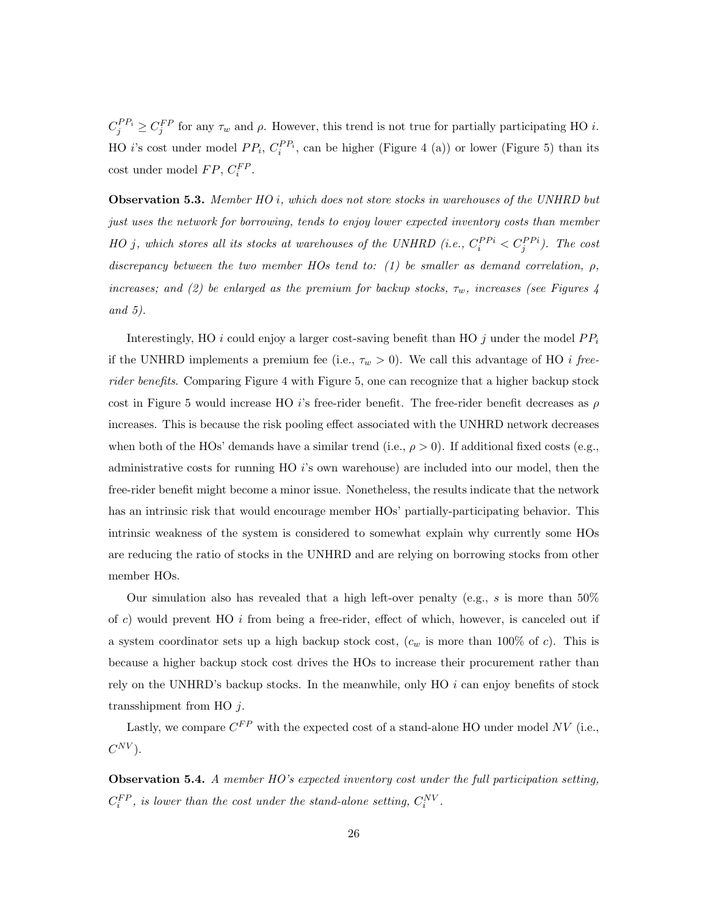$C_j^{PP_i} \geq C_j^{FP}$ for any $\tau_w$ and $\rho$. However, this trend is not true for partially participating HO $i$. HO $i$'s cost under model $PP_i$, $C_i^{PP_i}$, can be higher (Figure 4 (a)) or lower (Figure 5) than its cost under model $FP$, $C_i^{FP}$.

**Observation 5.3.** *Member HO $i$, which does not store stocks in warehouses of the UNHRD but just uses the network for borrowing, tends to enjoy lower expected inventory costs than member HO $j$, which stores all its stocks at warehouses of the UNHRD (i.e., $C_i^{PPi} < C_j^{PPi}$). The cost discrepancy between the two member HOs tend to: (1) be smaller as demand correlation, $\rho$, increases; and (2) be enlarged as the premium for backup stocks, $\tau_w$, increases (see Figures 4 and 5).*

Interestingly, HO $i$ could enjoy a larger cost-saving benefit than HO $j$ under the model $PP_i$ if the UNHRD implements a premium fee (i.e., $\tau_w > 0$). We call this advantage of HO $i$ *free-rider benefits*. Comparing Figure 4 with Figure 5, one can recognize that a higher backup stock cost in Figure 5 would increase HO $i$'s free-rider benefit. The free-rider benefit decreases as $\rho$ increases. This is because the risk pooling effect associated with the UNHRD network decreases when both of the HOs' demands have a similar trend (i.e., $\rho > 0$). If additional fixed costs (e.g., administrative costs for running HO $i$'s own warehouse) are included into our model, then the free-rider benefit might become a minor issue. Nonetheless, the results indicate that the network has an intrinsic risk that would encourage member HOs' partially-participating behavior. This intrinsic weakness of the system is considered to somewhat explain why currently some HOs are reducing the ratio of stocks in the UNHRD and are relying on borrowing stocks from other member HOs.

Our simulation also has revealed that a high left-over penalty (e.g., $s$ is more than 50% of $c$) would prevent HO $i$ from being a free-rider, effect of which, however, is canceled out if a system coordinator sets up a high backup stock cost, ($c_w$ is more than 100% of $c$). This is because a higher backup stock cost drives the HOs to increase their procurement rather than rely on the UNHRD's backup stocks. In the meanwhile, only HO $i$ can enjoy benefits of stock transshipment from HO $j$.

Lastly, we compare $C^{FP}$ with the expected cost of a stand-alone HO under model $NV$ (i.e., $C^{NV}$).

**Observation 5.4.** *A member HO's expected inventory cost under the full participation setting, $C_i^{FP}$, is lower than the cost under the stand-alone setting, $C_i^{NV}$.*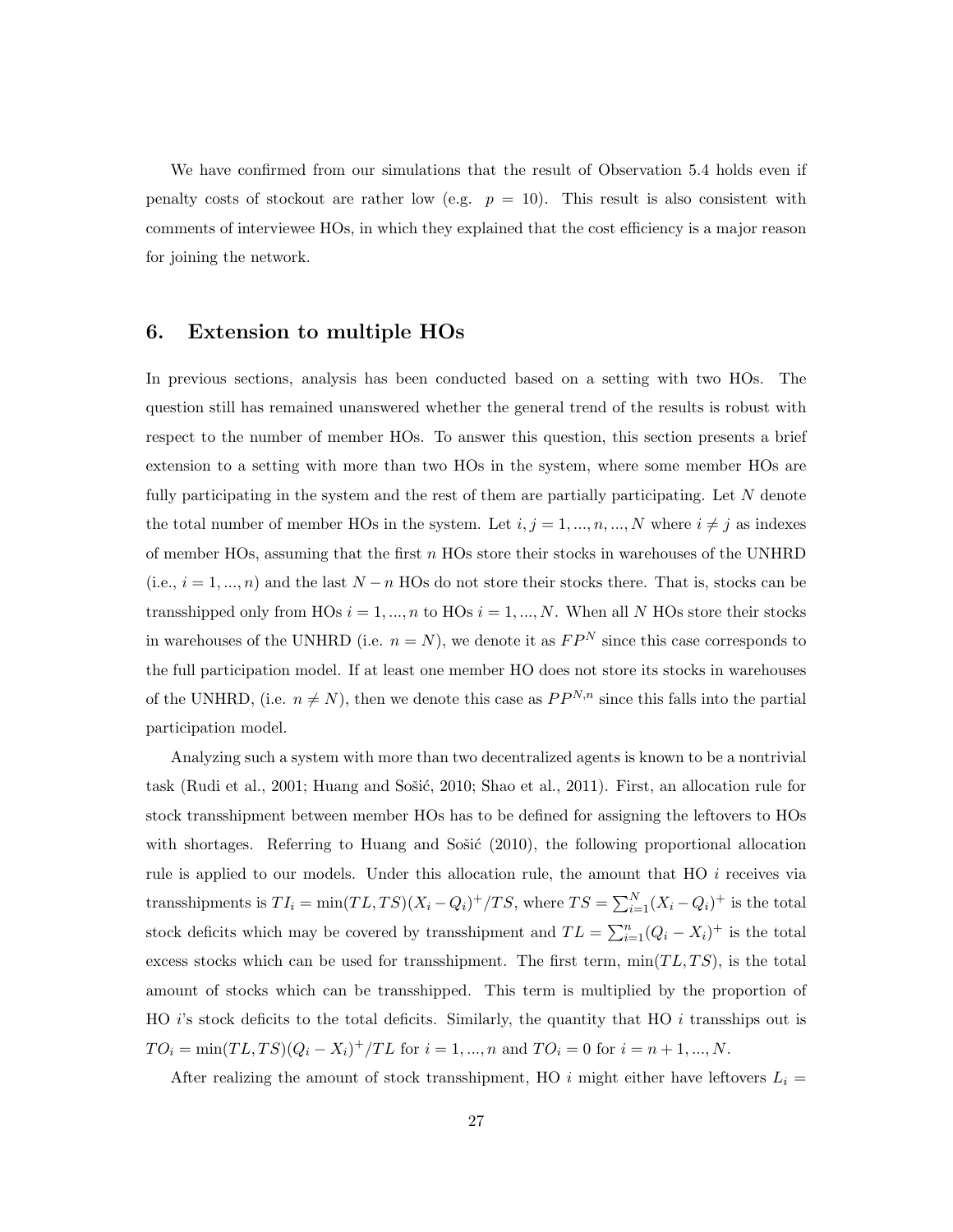We have confirmed from our simulations that the result of Observation 5.4 holds even if penalty costs of stockout are rather low (e.g. $p = 10$). This result is also consistent with comments of interviewee HOs, in which they explained that the cost efficiency is a major reason for joining the network.

## 6. Extension to multiple HOs

In previous sections, analysis has been conducted based on a setting with two HOs. The question still has remained unanswered whether the general trend of the results is robust with respect to the number of member HOs. To answer this question, this section presents a brief extension to a setting with more than two HOs in the system, where some member HOs are fully participating in the system and the rest of them are partially participating. Let $N$ denote the total number of member HOs in the system. Let $i, j = 1, ..., n, ..., N$ where $i \neq j$ as indexes of member HOs, assuming that the first $n$ HOs store their stocks in warehouses of the UNHRD (i.e., $i = 1, ..., n$) and the last $N - n$ HOs do not store their stocks there. That is, stocks can be transshipped only from HOs $i = 1, ..., n$ to HOs $i = 1, ..., N$. When all $N$ HOs store their stocks in warehouses of the UNHRD (i.e. $n = N$), we denote it as $FP^N$ since this case corresponds to the full participation model. If at least one member HO does not store its stocks in warehouses of the UNHRD, (i.e. $n \neq N$), then we denote this case as $PP^{N,n}$ since this falls into the partial participation model.

Analyzing such a system with more than two decentralized agents is known to be a nontrivial task (Rudi et al., 2001; Huang and Sošić, 2010; Shao et al., 2011). First, an allocation rule for stock transshipment between member HOs has to be defined for assigning the leftovers to HOs with shortages. Referring to Huang and Sošić (2010), the following proportional allocation rule is applied to our models. Under this allocation rule, the amount that HO $i$ receives via transshipments is $TI_i = \min(TL, TS)(X_i - Q_i)^+/TS$, where $TS = \sum_{i=1}^{N}(X_i - Q_i)^+$ is the total stock deficits which may be covered by transshipment and $TL = \sum_{i=1}^{n}(Q_i - X_i)^+$ is the total excess stocks which can be used for transshipment. The first term, $\min(TL, TS)$, is the total amount of stocks which can be transshipped. This term is multiplied by the proportion of HO $i$'s stock deficits to the total deficits. Similarly, the quantity that HO $i$ transships out is $TO_i = \min(TL, TS)(Q_i - X_i)^+/TL$ for $i = 1, ..., n$ and $TO_i = 0$ for $i = n + 1, ..., N$.

After realizing the amount of stock transshipment, HO $i$ might either have leftovers $L_i =$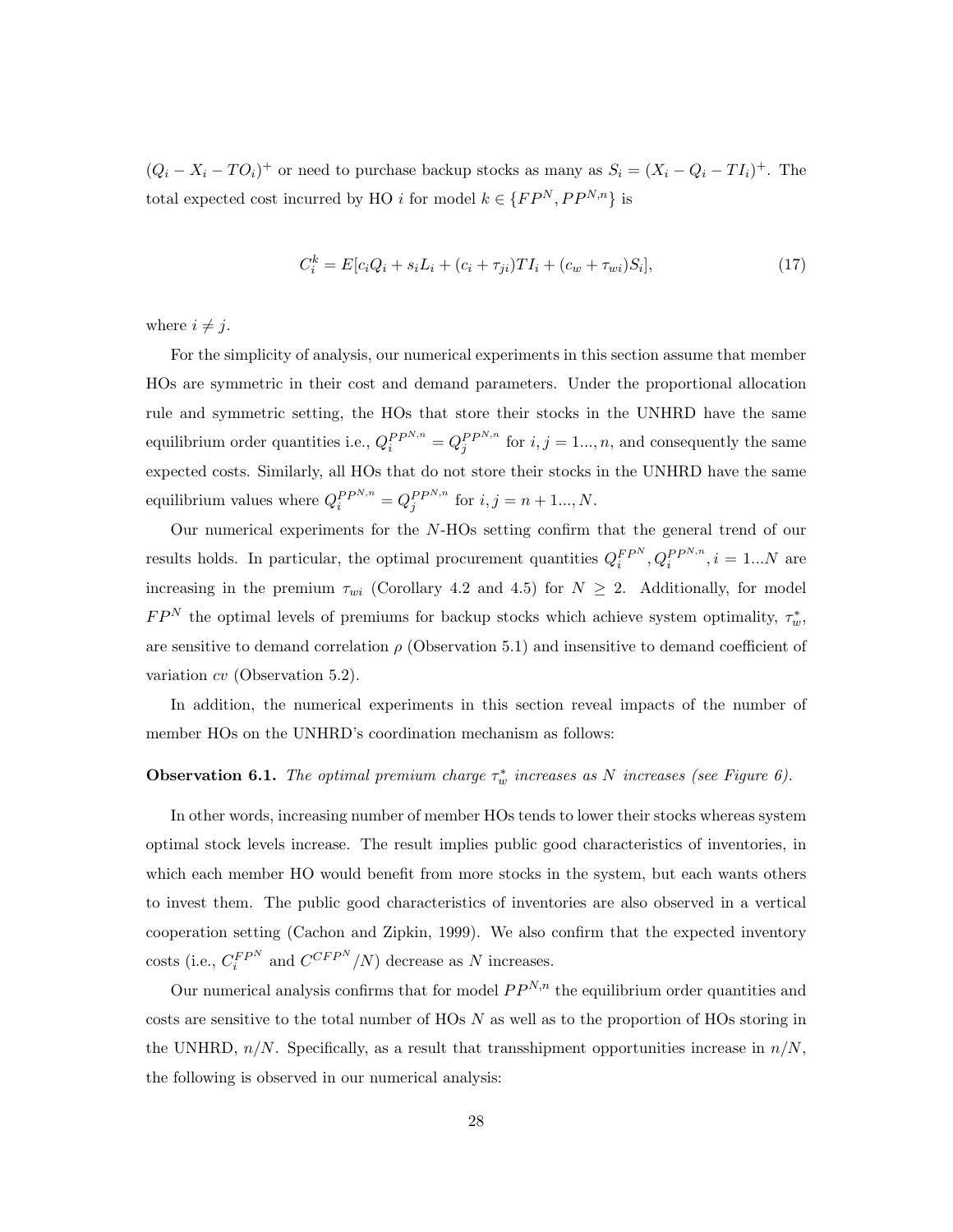$(Q_i - X_i - TO_i)^+$ or need to purchase backup stocks as many as $S_i = (X_i - Q_i - TI_i)^+$. The total expected cost incurred by HO $i$ for model $k \in \{FP^N, PP^{N,n}\}$ is

$$C_i^k = E[c_i Q_i + s_i L_i + (c_i + \tau_{ji})TI_i + (c_w + \tau_{wi})S_i], \tag{17}$$

where $i \neq j$.

For the simplicity of analysis, our numerical experiments in this section assume that member HOs are symmetric in their cost and demand parameters. Under the proportional allocation rule and symmetric setting, the HOs that store their stocks in the UNHRD have the same equilibrium order quantities i.e., $Q_i^{PP^{N,n}} = Q_j^{PP^{N,n}}$ for $i, j = 1..., n$, and consequently the same expected costs. Similarly, all HOs that do not store their stocks in the UNHRD have the same equilibrium values where $Q_i^{PP^{N,n}} = Q_j^{PP^{N,n}}$ for $i, j = n + 1..., N$.

Our numerical experiments for the $N$-HOs setting confirm that the general trend of our results holds. In particular, the optimal procurement quantities $Q_i^{FP^N}, Q_i^{PP^{N,n}}, i = 1...N$ are increasing in the premium $\tau_{wi}$ (Corollary 4.2 and 4.5) for $N \geq 2$. Additionally, for model $FP^N$ the optimal levels of premiums for backup stocks which achieve system optimality, $\tau_w^*$, are sensitive to demand correlation $\rho$ (Observation 5.1) and insensitive to demand coefficient of variation $cv$ (Observation 5.2).

In addition, the numerical experiments in this section reveal impacts of the number of member HOs on the UNHRD's coordination mechanism as follows:

**Observation 6.1.** *The optimal premium charge $\tau_w^*$ increases as $N$ increases (see Figure 6).*

In other words, increasing number of member HOs tends to lower their stocks whereas system optimal stock levels increase. The result implies public good characteristics of inventories, in which each member HO would benefit from more stocks in the system, but each wants others to invest them. The public good characteristics of inventories are also observed in a vertical cooperation setting (Cachon and Zipkin, 1999). We also confirm that the expected inventory costs (i.e., $C_i^{FP^N}$ and $C^{CFP^N}/N$) decrease as $N$ increases.

Our numerical analysis confirms that for model $PP^{N,n}$ the equilibrium order quantities and costs are sensitive to the total number of HOs $N$ as well as to the proportion of HOs storing in the UNHRD, $n/N$. Specifically, as a result that transshipment opportunities increase in $n/N$, the following is observed in our numerical analysis: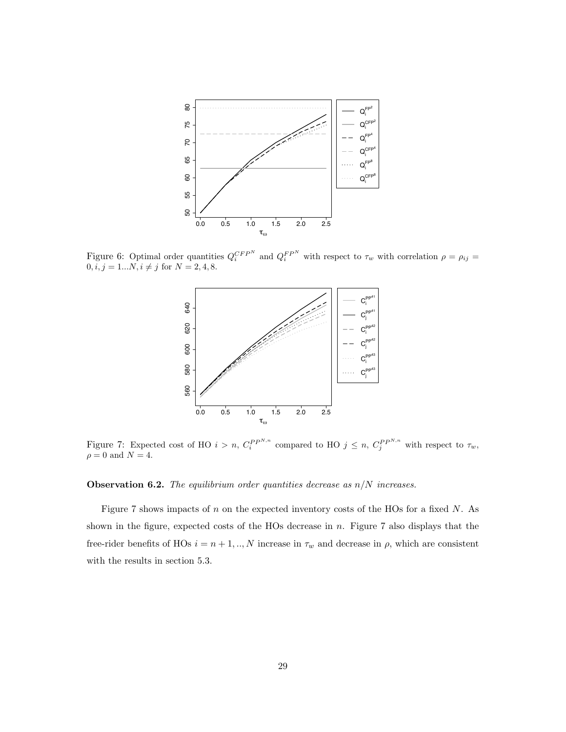Figure 6: Optimal order quantities $Q_i^{CFP^N}$ and $Q_i^{FP^N}$ with respect to $\tau_w$ with correlation $\rho = \rho_{ij} = 0, i, j = 1...N, i \neq j$ for $N = 2, 4, 8$.

Figure 7: Expected cost of HO $i > n$, $C_i^{PP^{N,n}}$ compared to HO $j \leq n$, $C_j^{PP^{N,n}}$ with respect to $\tau_w$, $\rho = 0$ and $N = 4$.

**Observation 6.2.** *The equilibrium order quantities decrease as $n/N$ increases.*

Figure 7 shows impacts of $n$ on the expected inventory costs of the HOs for a fixed $N$. As shown in the figure, expected costs of the HOs decrease in $n$. Figure 7 also displays that the free-rider benefits of HOs $i = n+1, .., N$ increase in $\tau_w$ and decrease in $\rho$, which are consistent with the results in section 5.3.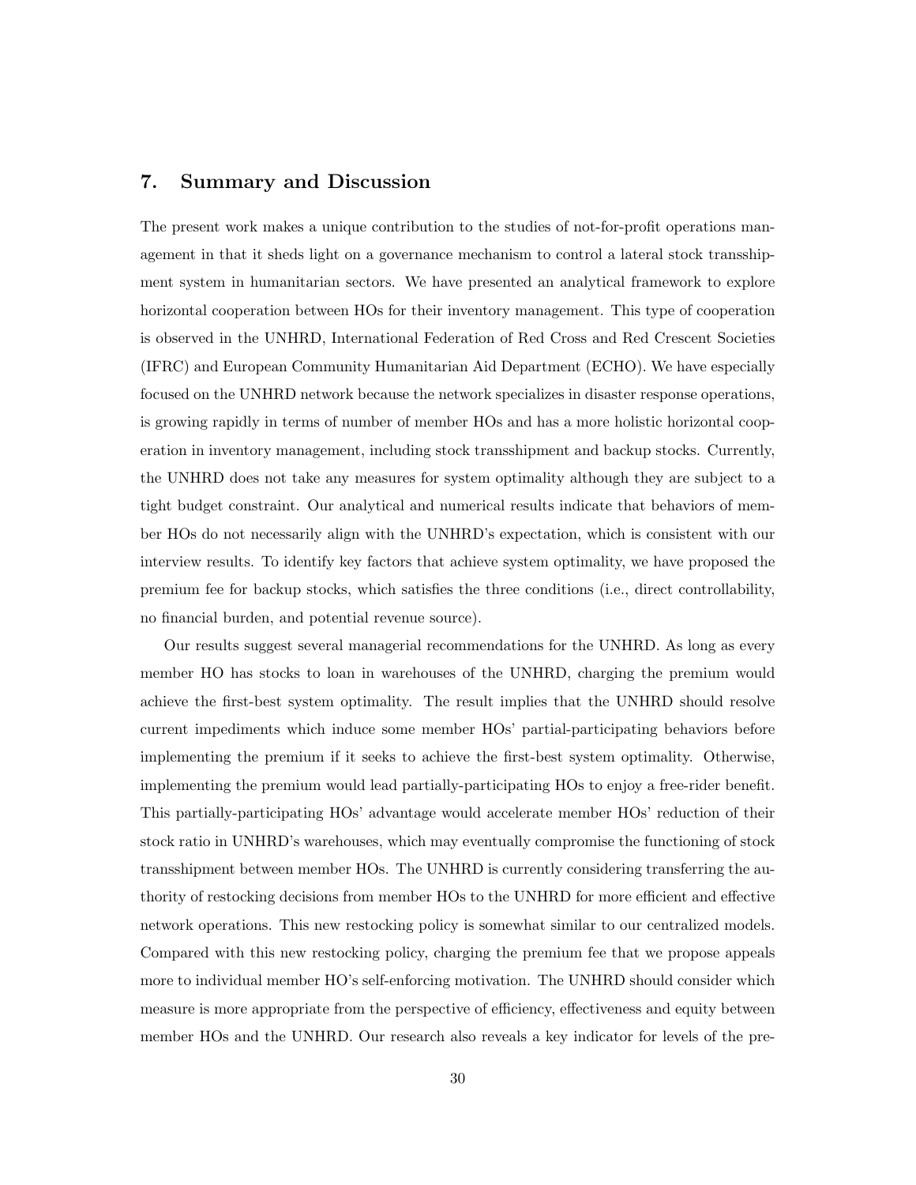## 7. Summary and Discussion

The present work makes a unique contribution to the studies of not-for-profit operations management in that it sheds light on a governance mechanism to control a lateral stock transshipment system in humanitarian sectors. We have presented an analytical framework to explore horizontal cooperation between HOs for their inventory management. This type of cooperation is observed in the UNHRD, International Federation of Red Cross and Red Crescent Societies (IFRC) and European Community Humanitarian Aid Department (ECHO). We have especially focused on the UNHRD network because the network specializes in disaster response operations, is growing rapidly in terms of number of member HOs and has a more holistic horizontal cooperation in inventory management, including stock transshipment and backup stocks. Currently, the UNHRD does not take any measures for system optimality although they are subject to a tight budget constraint. Our analytical and numerical results indicate that behaviors of member HOs do not necessarily align with the UNHRD's expectation, which is consistent with our interview results. To identify key factors that achieve system optimality, we have proposed the premium fee for backup stocks, which satisfies the three conditions (i.e., direct controllability, no financial burden, and potential revenue source).

Our results suggest several managerial recommendations for the UNHRD. As long as every member HO has stocks to loan in warehouses of the UNHRD, charging the premium would achieve the first-best system optimality. The result implies that the UNHRD should resolve current impediments which induce some member HOs' partial-participating behaviors before implementing the premium if it seeks to achieve the first-best system optimality. Otherwise, implementing the premium would lead partially-participating HOs to enjoy a free-rider benefit. This partially-participating HOs' advantage would accelerate member HOs' reduction of their stock ratio in UNHRD's warehouses, which may eventually compromise the functioning of stock transshipment between member HOs. The UNHRD is currently considering transferring the authority of restocking decisions from member HOs to the UNHRD for more efficient and effective network operations. This new restocking policy is somewhat similar to our centralized models. Compared with this new restocking policy, charging the premium fee that we propose appeals more to individual member HO's self-enforcing motivation. The UNHRD should consider which measure is more appropriate from the perspective of efficiency, effectiveness and equity between member HOs and the UNHRD. Our research also reveals a key indicator for levels of the pre-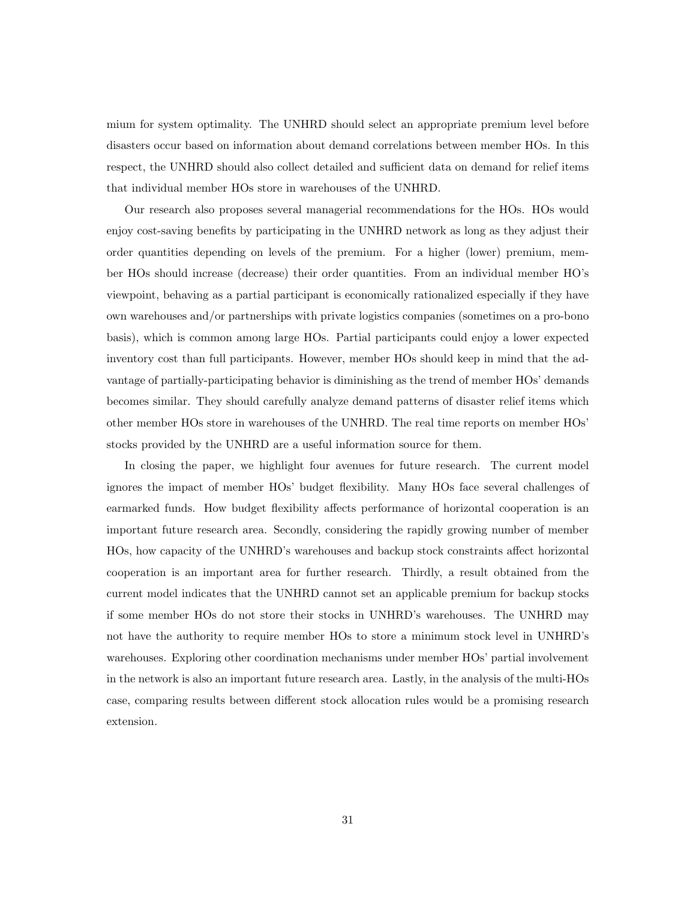mium for system optimality. The UNHRD should select an appropriate premium level before disasters occur based on information about demand correlations between member HOs. In this respect, the UNHRD should also collect detailed and sufficient data on demand for relief items that individual member HOs store in warehouses of the UNHRD.

Our research also proposes several managerial recommendations for the HOs. HOs would enjoy cost-saving benefits by participating in the UNHRD network as long as they adjust their order quantities depending on levels of the premium. For a higher (lower) premium, member HOs should increase (decrease) their order quantities. From an individual member HO's viewpoint, behaving as a partial participant is economically rationalized especially if they have own warehouses and/or partnerships with private logistics companies (sometimes on a pro-bono basis), which is common among large HOs. Partial participants could enjoy a lower expected inventory cost than full participants. However, member HOs should keep in mind that the advantage of partially-participating behavior is diminishing as the trend of member HOs' demands becomes similar. They should carefully analyze demand patterns of disaster relief items which other member HOs store in warehouses of the UNHRD. The real time reports on member HOs' stocks provided by the UNHRD are a useful information source for them.

In closing the paper, we highlight four avenues for future research. The current model ignores the impact of member HOs' budget flexibility. Many HOs face several challenges of earmarked funds. How budget flexibility affects performance of horizontal cooperation is an important future research area. Secondly, considering the rapidly growing number of member HOs, how capacity of the UNHRD's warehouses and backup stock constraints affect horizontal cooperation is an important area for further research. Thirdly, a result obtained from the current model indicates that the UNHRD cannot set an applicable premium for backup stocks if some member HOs do not store their stocks in UNHRD's warehouses. The UNHRD may not have the authority to require member HOs to store a minimum stock level in UNHRD's warehouses. Exploring other coordination mechanisms under member HOs' partial involvement in the network is also an important future research area. Lastly, in the analysis of the multi-HOs case, comparing results between different stock allocation rules would be a promising research extension.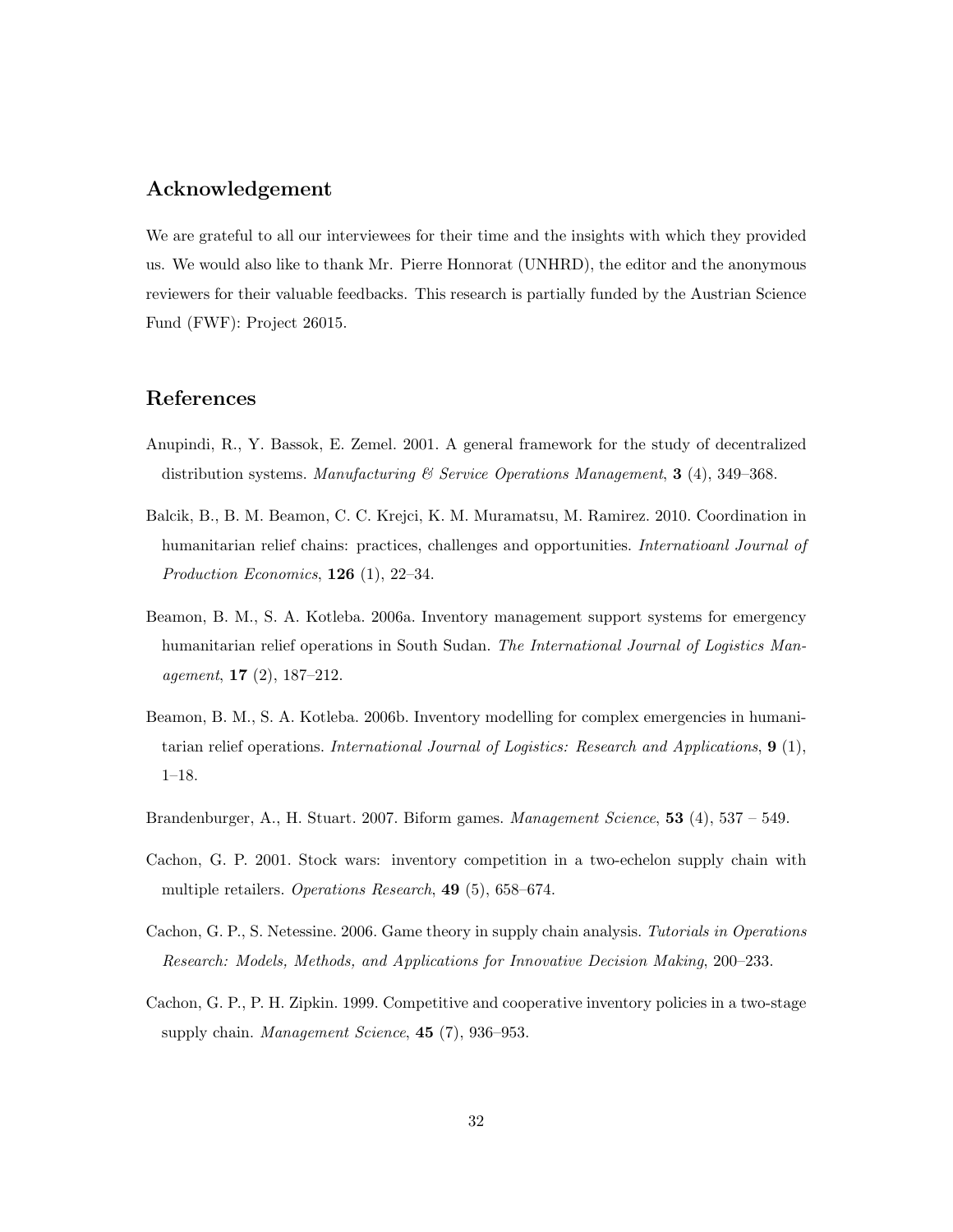## Acknowledgement

We are grateful to all our interviewees for their time and the insights with which they provided us. We would also like to thank Mr. Pierre Honnorat (UNHRD), the editor and the anonymous reviewers for their valuable feedbacks. This research is partially funded by the Austrian Science Fund (FWF): Project 26015.

## References

Anupindi, R., Y. Bassok, E. Zemel. 2001. A general framework for the study of decentralized distribution systems. *Manufacturing & Service Operations Management*, **3** (4), 349–368.

Balcik, B., B. M. Beamon, C. C. Krejci, K. M. Muramatsu, M. Ramirez. 2010. Coordination in humanitarian relief chains: practices, challenges and opportunities. *Internatioanl Journal of Production Economics*, **126** (1), 22–34.

Beamon, B. M., S. A. Kotleba. 2006a. Inventory management support systems for emergency humanitarian relief operations in South Sudan. *The International Journal of Logistics Management*, **17** (2), 187–212.

Beamon, B. M., S. A. Kotleba. 2006b. Inventory modelling for complex emergencies in humanitarian relief operations. *International Journal of Logistics: Research and Applications*, **9** (1), 1–18.

Brandenburger, A., H. Stuart. 2007. Biform games. *Management Science*, **53** (4), 537 – 549.

Cachon, G. P. 2001. Stock wars: inventory competition in a two-echelon supply chain with multiple retailers. *Operations Research*, **49** (5), 658–674.

Cachon, G. P., S. Netessine. 2006. Game theory in supply chain analysis. *Tutorials in Operations Research: Models, Methods, and Applications for Innovative Decision Making*, 200–233.

Cachon, G. P., P. H. Zipkin. 1999. Competitive and cooperative inventory policies in a two-stage supply chain. *Management Science*, **45** (7), 936–953.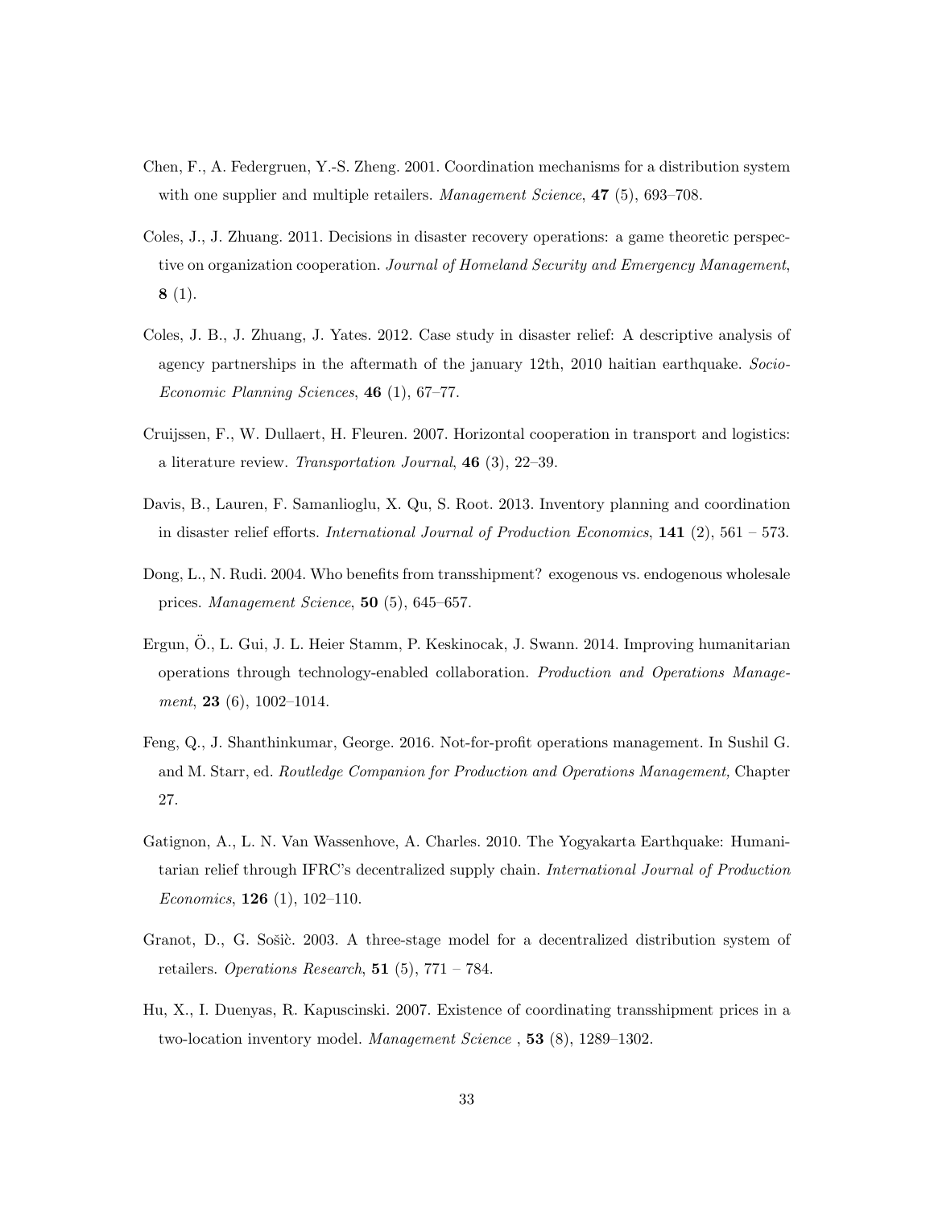Chen, F., A. Federgruen, Y.-S. Zheng. 2001. Coordination mechanisms for a distribution system with one supplier and multiple retailers. *Management Science*, **47** (5), 693–708.

Coles, J., J. Zhuang. 2011. Decisions in disaster recovery operations: a game theoretic perspective on organization cooperation. *Journal of Homeland Security and Emergency Management*, **8** (1).

Coles, J. B., J. Zhuang, J. Yates. 2012. Case study in disaster relief: A descriptive analysis of agency partnerships in the aftermath of the january 12th, 2010 haitian earthquake. *Socio-Economic Planning Sciences*, **46** (1), 67–77.

Cruijssen, F., W. Dullaert, H. Fleuren. 2007. Horizontal cooperation in transport and logistics: a literature review. *Transportation Journal*, **46** (3), 22–39.

Davis, B., Lauren, F. Samanlioglu, X. Qu, S. Root. 2013. Inventory planning and coordination in disaster relief efforts. *International Journal of Production Economics*, **141** (2), 561 – 573.

Dong, L., N. Rudi. 2004. Who benefits from transshipment? exogenous vs. endogenous wholesale prices. *Management Science*, **50** (5), 645–657.

Ergun, Ö., L. Gui, J. L. Heier Stamm, P. Keskinocak, J. Swann. 2014. Improving humanitarian operations through technology-enabled collaboration. *Production and Operations Management*, **23** (6), 1002–1014.

Feng, Q., J. Shanthinkumar, George. 2016. Not-for-profit operations management. In Sushil G. and M. Starr, ed. *Routledge Companion for Production and Operations Management,* Chapter 27.

Gatignon, A., L. N. Van Wassenhove, A. Charles. 2010. The Yogyakarta Earthquake: Humanitarian relief through IFRC's decentralized supply chain. *International Journal of Production Economics*, **126** (1), 102–110.

Granot, D., G. Sošič. 2003. A three-stage model for a decentralized distribution system of retailers. *Operations Research*, **51** (5), 771 – 784.

Hu, X., I. Duenyas, R. Kapuscinski. 2007. Existence of coordinating transshipment prices in a two-location inventory model. *Management Science* , **53** (8), 1289–1302.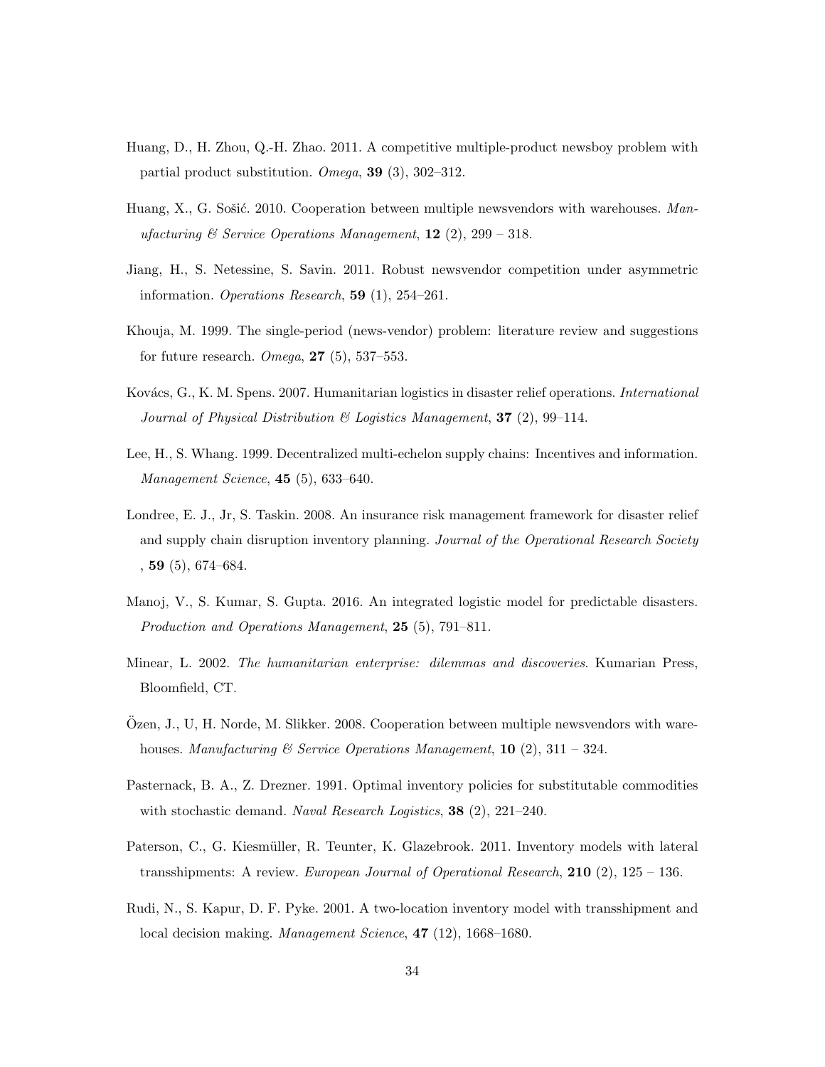Huang, D., H. Zhou, Q.-H. Zhao. 2011. A competitive multiple-product newsboy problem with partial product substitution. *Omega*, **39** (3), 302–312.

Huang, X., G. Sošić. 2010. Cooperation between multiple newsvendors with warehouses. *Manufacturing & Service Operations Management*, **12** (2), 299 – 318.

Jiang, H., S. Netessine, S. Savin. 2011. Robust newsvendor competition under asymmetric information. *Operations Research*, **59** (1), 254–261.

Khouja, M. 1999. The single-period (news-vendor) problem: literature review and suggestions for future research. *Omega*, **27** (5), 537–553.

Kovács, G., K. M. Spens. 2007. Humanitarian logistics in disaster relief operations. *International Journal of Physical Distribution & Logistics Management*, **37** (2), 99–114.

Lee, H., S. Whang. 1999. Decentralized multi-echelon supply chains: Incentives and information. *Management Science*, **45** (5), 633–640.

Londree, E. J., Jr, S. Taskin. 2008. An insurance risk management framework for disaster relief and supply chain disruption inventory planning. *Journal of the Operational Research Society* , **59** (5), 674–684.

Manoj, V., S. Kumar, S. Gupta. 2016. An integrated logistic model for predictable disasters. *Production and Operations Management*, **25** (5), 791–811.

Minear, L. 2002. *The humanitarian enterprise: dilemmas and discoveries*. Kumarian Press, Bloomfield, CT.

Özen, J., U, H. Norde, M. Slikker. 2008. Cooperation between multiple newsvendors with warehouses. *Manufacturing & Service Operations Management*, **10** (2), 311 – 324.

Pasternack, B. A., Z. Drezner. 1991. Optimal inventory policies for substitutable commodities with stochastic demand. *Naval Research Logistics*, **38** (2), 221–240.

Paterson, C., G. Kiesmüller, R. Teunter, K. Glazebrook. 2011. Inventory models with lateral transshipments: A review. *European Journal of Operational Research*, **210** (2), 125 – 136.

Rudi, N., S. Kapur, D. F. Pyke. 2001. A two-location inventory model with transshipment and local decision making. *Management Science*, **47** (12), 1668–1680.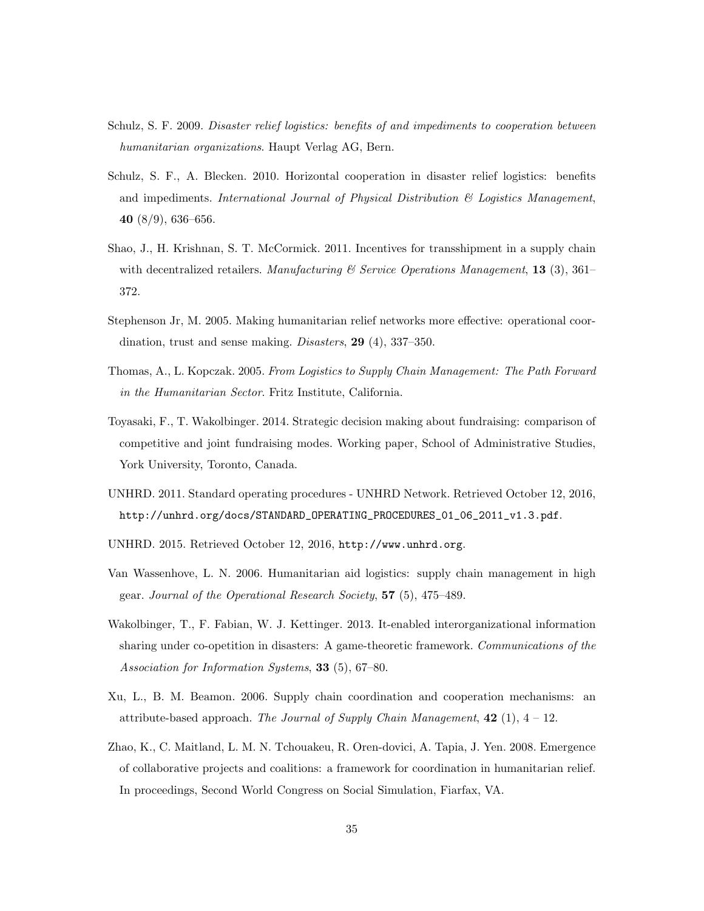Schulz, S. F. 2009. *Disaster relief logistics: benefits of and impediments to cooperation between humanitarian organizations*. Haupt Verlag AG, Bern.

Schulz, S. F., A. Blecken. 2010. Horizontal cooperation in disaster relief logistics: benefits and impediments. *International Journal of Physical Distribution & Logistics Management*, **40** (8/9), 636–656.

Shao, J., H. Krishnan, S. T. McCormick. 2011. Incentives for transshipment in a supply chain with decentralized retailers. *Manufacturing & Service Operations Management*, **13** (3), 361–372.

Stephenson Jr, M. 2005. Making humanitarian relief networks more effective: operational coordination, trust and sense making. *Disasters*, **29** (4), 337–350.

Thomas, A., L. Kopczak. 2005. *From Logistics to Supply Chain Management: The Path Forward in the Humanitarian Sector*. Fritz Institute, California.

Toyasaki, F., T. Wakolbinger. 2014. Strategic decision making about fundraising: comparison of competitive and joint fundraising modes. Working paper, School of Administrative Studies, York University, Toronto, Canada.

UNHRD. 2011. Standard operating procedures - UNHRD Network. Retrieved October 12, 2016, `http://unhrd.org/docs/STANDARD_OPERATING_PROCEDURES_01_06_2011_v1.3.pdf`.

UNHRD. 2015. Retrieved October 12, 2016, `http://www.unhrd.org`.

Van Wassenhove, L. N. 2006. Humanitarian aid logistics: supply chain management in high gear. *Journal of the Operational Research Society*, **57** (5), 475–489.

Wakolbinger, T., F. Fabian, W. J. Kettinger. 2013. It-enabled interorganizational information sharing under co-opetition in disasters: A game-theoretic framework. *Communications of the Association for Information Systems*, **33** (5), 67–80.

Xu, L., B. M. Beamon. 2006. Supply chain coordination and cooperation mechanisms: an attribute-based approach. *The Journal of Supply Chain Management*, **42** (1), 4 – 12.

Zhao, K., C. Maitland, L. M. N. Tchouakeu, R. Oren-dovici, A. Tapia, J. Yen. 2008. Emergence of collaborative projects and coalitions: a framework for coordination in humanitarian relief. In proceedings, Second World Congress on Social Simulation, Fiarfax, VA.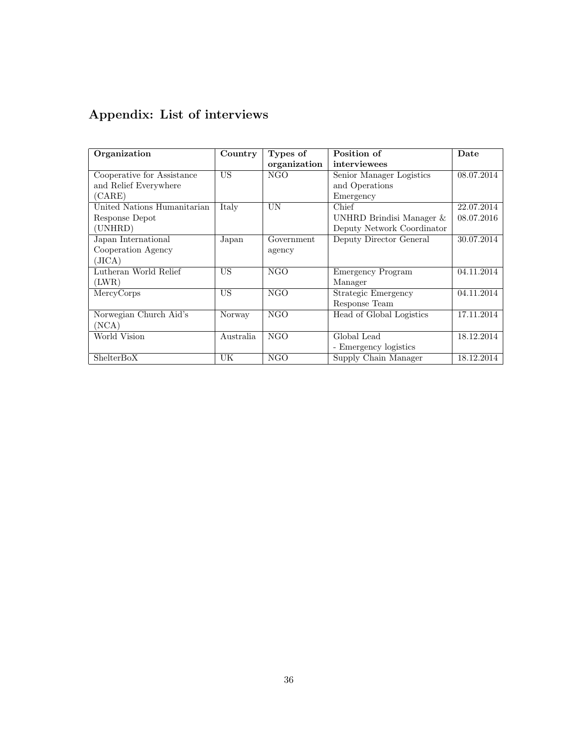## Appendix: List of interviews

| Organization | Country | Types of organization | Position of interviewees | Date |
|---|---|---|---|---|
| Cooperative for Assistance and Relief Everywhere (CARE) | US | NGO | Senior Manager Logistics and Operations Emergency | 08.07.2014 |
| United Nations Humanitarian Response Depot (UNHRD) | Italy | UN | Chief<br>UNHRD Brindisi Manager & Deputy Network Coordinator | 22.07.2014<br>08.07.2016 |
| Japan International Cooperation Agency (JICA) | Japan | Government agency | Deputy Director General | 30.07.2014 |
| Lutheran World Relief (LWR) | US | NGO | Emergency Program Manager | 04.11.2014 |
| MercyCorps | US | NGO | Strategic Emergency Response Team | 04.11.2014 |
| Norwegian Church Aid's (NCA) | Norway | NGO | Head of Global Logistics | 17.11.2014 |
| World Vision | Australia | NGO | Global Lead - Emergency logistics | 18.12.2014 |
| ShelterBoX | UK | NGO | Supply Chain Manager | 18.12.2014 |